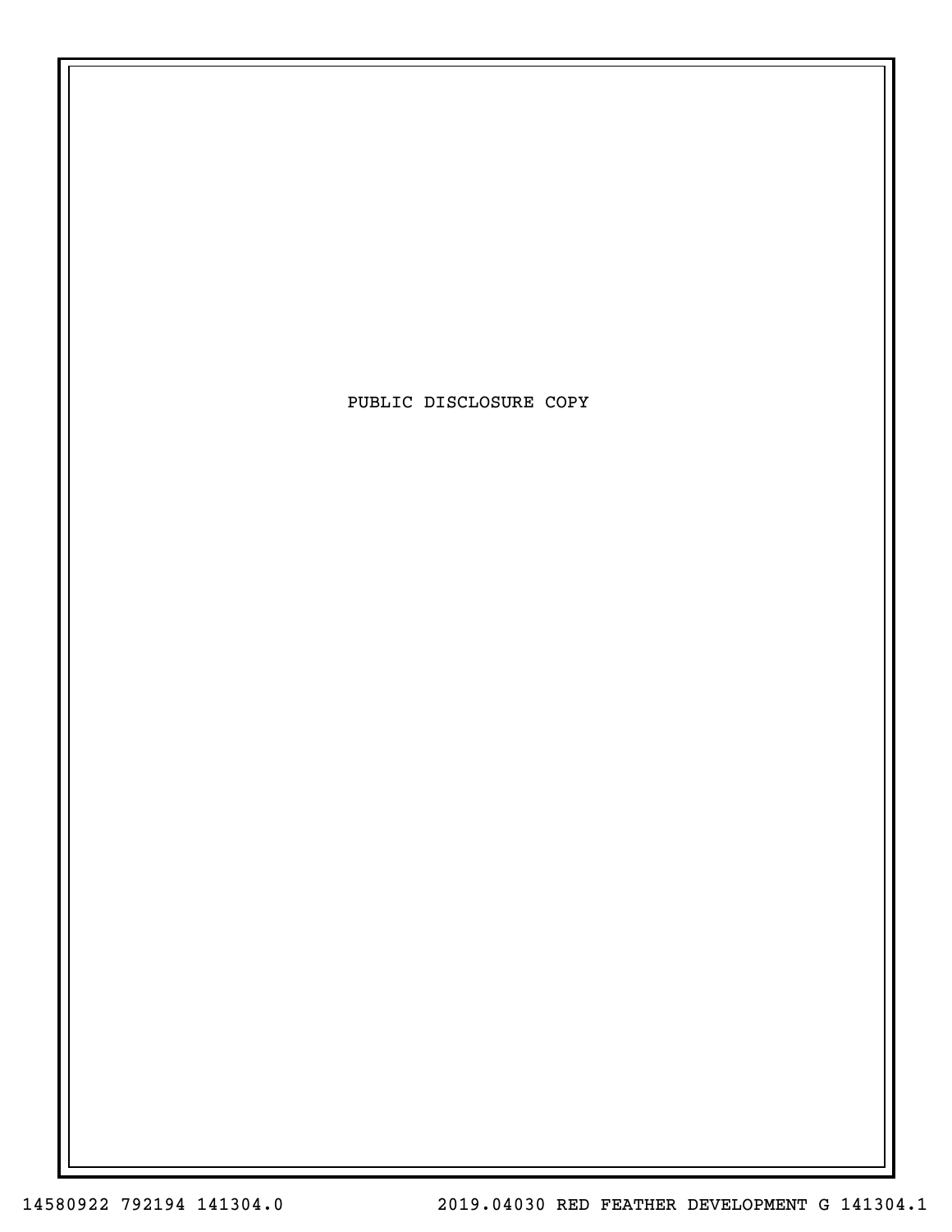PUBLIC DISCLOSURE COPY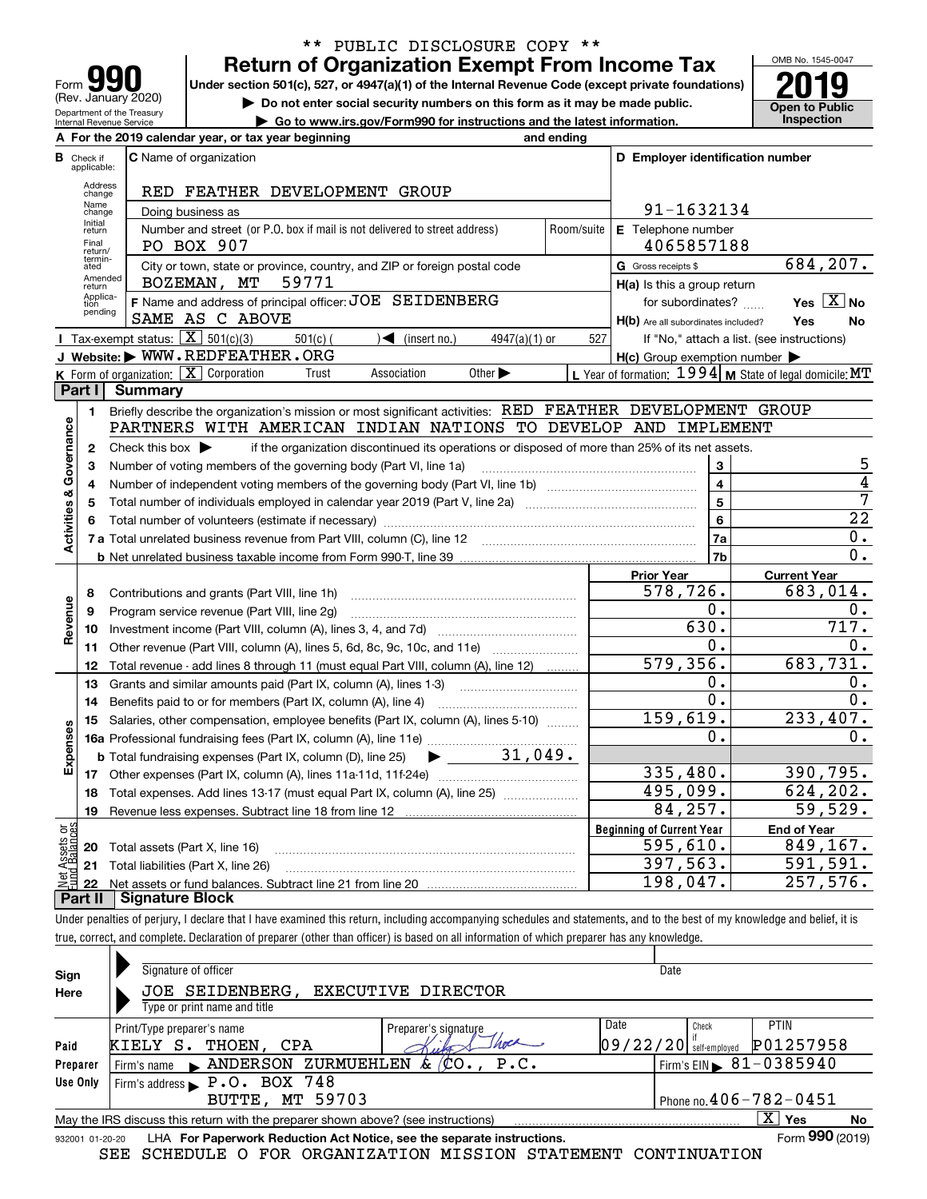** PUBLIC DISCLOSURE COPY **

Form **990** (Rev. January 2020) Department of the Treasury Internal Revenue Service

# Return of Organization Exempt From Income Tax

Under section 501(c), 527, or 4947(a)(1) of the Internal Revenue Code (except private foundations)

▶ Do not enter social security numbers on this form as it may be made public.

▶ Go to www.irs.gov/Form990 for instructions and the latest information.

OMB No. 1545-0047 **2019** Open to Public Inspection

**A** For the 2019 calendar year, or tax year beginning and ending

**B** Check if applicable: Address change, Name change, Initial return, Final return/terminated, Amended return, Application pending

**C** Name of organization: RED FEATHER DEVELOPMENT GROUP

Doing business as

Number and street (or P.O. box if mail is not delivered to street address): PO BOX 907 | Room/suite

City or town, state or province, country, and ZIP or foreign postal code: BOZEMAN, MT 59771

**D** Employer identification number: 91-1632134

**E** Telephone number: 4065857188

**G** Gross receipts $ 684,207.

**F** Name and address of principal officer: JOE SEIDENBERG, SAME AS C ABOVE

**H(a)** Is this a group return for subordinates? Yes [X] No

**H(b)** Are all subordinates included? Yes No — If "No," attach a list. (see instructions)

**H(c)** Group exemption number ▶

**I** Tax-exempt status: [X] 501(c)(3) 501(c) ( ) ◀ (insert no.) 4947(a)(1) or 527

**J** Website: ▶ WWW.REDFEATHER.ORG

**K** Form of organization: [X] Corporation Trust Association Other ▶

**L** Year of formation: 1994 **M** State of legal domicile: MT

## Part I Summary

**Activities & Governance**

1 Briefly describe the organization's mission or most significant activities: RED FEATHER DEVELOPMENT GROUP PARTNERS WITH AMERICAN INDIAN NATIONS TO DEVELOP AND IMPLEMENT

2 Check this box ▶ if the organization discontinued its operations or disposed of more than 25% of its net assets.

| | | Line | |
|---|---|---|---|
| 3 | Number of voting members of the governing body (Part VI, line 1a) | 3 | 5 |
| 4 | Number of independent voting members of the governing body (Part VI, line 1b) | 4 | 4 |
| 5 | Total number of individuals employed in calendar year 2019 (Part V, line 2a) | 5 | 7 |
| 6 | Total number of volunteers (estimate if necessary) | 6 | 22 |
| 7a | Total unrelated business revenue from Part VIII, column (C), line 12 | 7a | 0. |
| b | Net unrelated business taxable income from Form 990-T, line 39 | 7b | 0. |

| | | Prior Year | Current Year |
|---|---|---|---|
| **Revenue** | | | |
| 8 | Contributions and grants (Part VIII, line 1h) | 578,726. | 683,014. |
| 9 | Program service revenue (Part VIII, line 2g) | 0. | 0. |
| 10 | Investment income (Part VIII, column (A), lines 3, 4, and 7d) | 630. | 717. |
| 11 | Other revenue (Part VIII, column (A), lines 5, 6d, 8c, 9c, 10c, and 11e) | 0. | 0. |
| 12 | Total revenue - add lines 8 through 11 (must equal Part VIII, column (A), line 12) | 579,356. | 683,731. |
| **Expenses** | | | |
| 13 | Grants and similar amounts paid (Part IX, column (A), lines 1-3) | 0. | 0. |
| 14 | Benefits paid to or for members (Part IX, column (A), line 4) | 0. | 0. |
| 15 | Salaries, other compensation, employee benefits (Part IX, column (A), lines 5-10) | 159,619. | 233,407. |
| 16a | Professional fundraising fees (Part IX, column (A), line 11e) | 0. | 0. |
| b | Total fundraising expenses (Part IX, column (D), line 25) ▶ 31,049. | | |
| 17 | Other expenses (Part IX, column (A), lines 11a-11d, 11f-24e) | 335,480. | 390,795. |
| 18 | Total expenses. Add lines 13-17 (must equal Part IX, column (A), line 25) | 495,099. | 624,202. |
| 19 | Revenue less expenses. Subtract line 18 from line 12 | 84,257. | 59,529. |

| **Net Assets or Fund Balances** | | Beginning of Current Year | End of Year |
|---|---|---|---|
| 20 | Total assets (Part X, line 16) | 595,610. | 849,167. |
| 21 | Total liabilities (Part X, line 26) | 397,563. | 591,591. |
| 22 | Net assets or fund balances. Subtract line 21 from line 20 | 198,047. | 257,576. |

## Part II Signature Block

Under penalties of perjury, I declare that I have examined this return, including accompanying schedules and statements, and to the best of my knowledge and belief, it is true, correct, and complete. Declaration of preparer (other than officer) is based on all information of which preparer has any knowledge.

**Sign Here**

Signature of officer | Date

JOE SEIDENBERG, EXECUTIVE DIRECTOR

Type or print name and title

**Paid Preparer Use Only**

| Print/Type preparer's name | Preparer's signature | Date | Check if self-employed | PTIN |
|---|---|---|---|---|
| KIELY S. THOEN, CPA | | 09/22/20 | | P01257958 |

Firm's name ▶ ANDERSON ZURMUEHLEN & CO., P.C. | Firm's EIN ▶ 81-0385940

Firm's address ▶ P.O. BOX 748, BUTTE, MT 59703 | Phone no. 406-782-0451

May the IRS discuss this return with the preparer shown above? (see instructions) [X] Yes No

932001 01-20-20 LHA For Paperwork Reduction Act Notice, see the separate instructions. Form **990** (2019)

SEE SCHEDULE O FOR ORGANIZATION MISSION STATEMENT CONTINUATION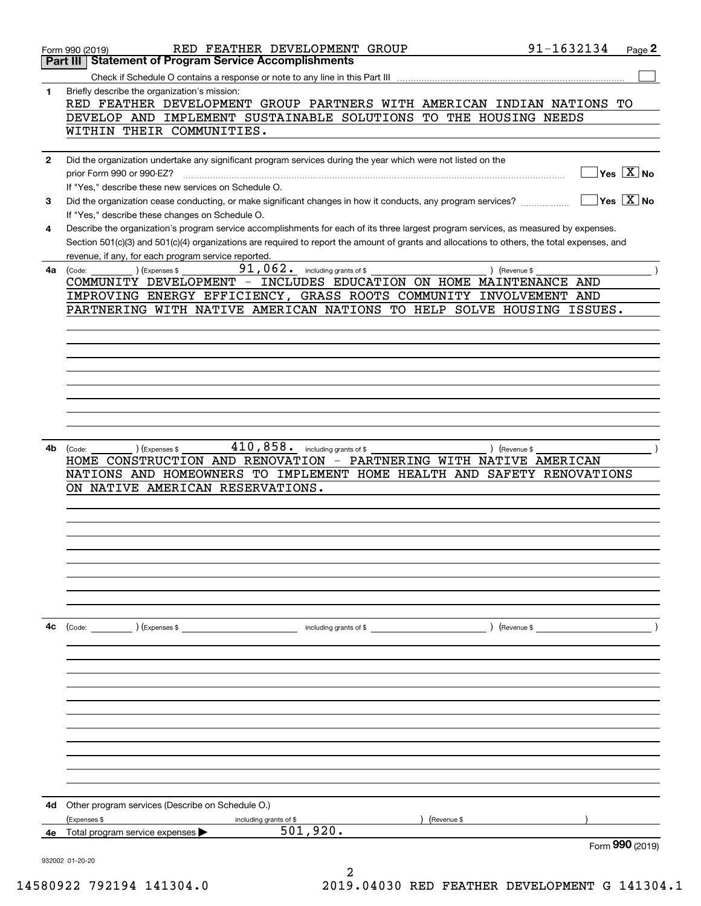Form 990 (2019) RED FEATHER DEVELOPMENT GROUP 91-1632134 Page **2**

## Part III Statement of Program Service Accomplishments

Check if Schedule O contains a response or note to any line in this Part III ☐

**1** Briefly describe the organization's mission:

RED FEATHER DEVELOPMENT GROUP PARTNERS WITH AMERICAN INDIAN NATIONS TO DEVELOP AND IMPLEMENT SUSTAINABLE SOLUTIONS TO THE HOUSING NEEDS WITHIN THEIR COMMUNITIES.

**2** Did the organization undertake any significant program services during the year which were not listed on the prior Form 990 or 990-EZ? ☐ Yes ☒ No

If "Yes," describe these new services on Schedule O.

**3** Did the organization cease conducting, or make significant changes in how it conducts, any program services? ☐ Yes ☒ No

If "Yes," describe these changes on Schedule O.

**4** Describe the organization's program service accomplishments for each of its three largest program services, as measured by expenses. Section 501(c)(3) and 501(c)(4) organizations are required to report the amount of grants and allocations to others, the total expenses, and revenue, if any, for each program service reported.

**4a** (Code: ) (Expenses $ 91,062. including grants of $ ) (Revenue $ )

COMMUNITY DEVELOPMENT - INCLUDES EDUCATION ON HOME MAINTENANCE AND IMPROVING ENERGY EFFICIENCY, GRASS ROOTS COMMUNITY INVOLVEMENT AND PARTNERING WITH NATIVE AMERICAN NATIONS TO HELP SOLVE HOUSING ISSUES.

**4b** (Code: ) (Expenses $ 410,858. including grants of $ ) (Revenue $ )

HOME CONSTRUCTION AND RENOVATION - PARTNERING WITH NATIVE AMERICAN NATIONS AND HOMEOWNERS TO IMPLEMENT HOME HEALTH AND SAFETY RENOVATIONS ON NATIVE AMERICAN RESERVATIONS.

**4c** (Code: ) (Expenses $ including grants of $ ) (Revenue $ )

**4d** Other program services (Describe on Schedule O.)

(Expenses $ including grants of $ ) (Revenue $ )

**4e** Total program service expenses ▶ 501,920.

Form **990** (2019)

932002 01-20-20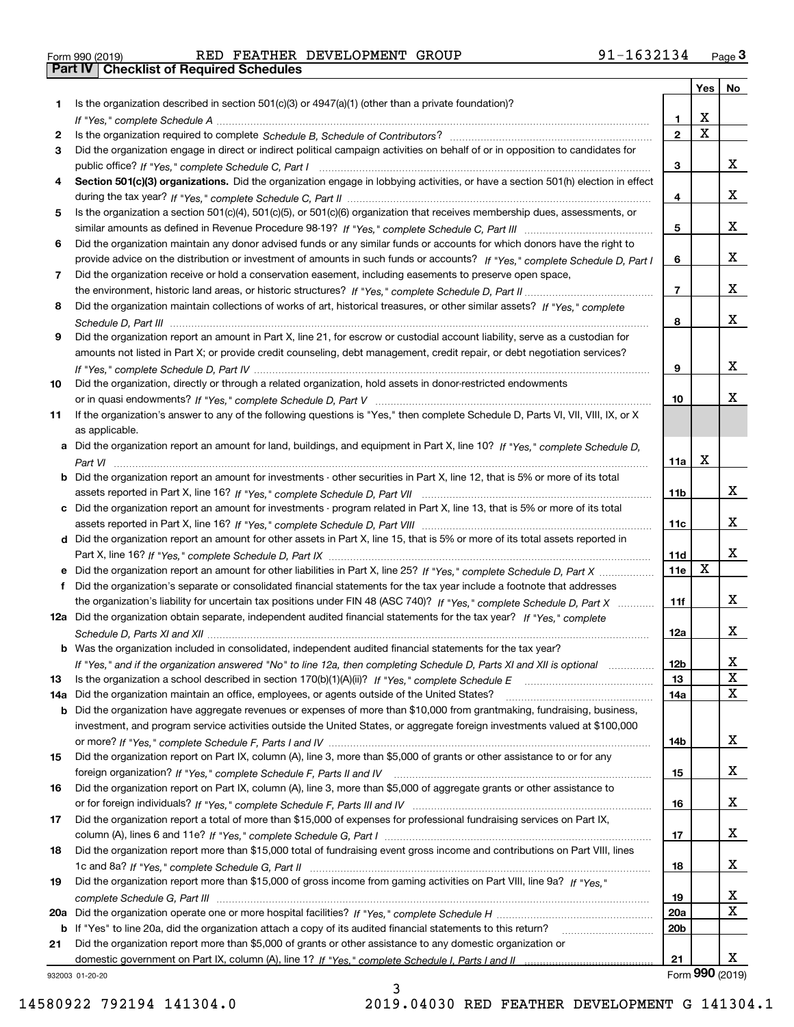Form 990 (2019) RED FEATHER DEVELOPMENT GROUP 91-1632134 Page 3

## Part IV Checklist of Required Schedules

| | | | Yes | No |
|---|---|---|---|---|
| 1 | Is the organization described in section 501(c)(3) or 4947(a)(1) (other than a private foundation)? *If "Yes," complete Schedule A* | 1 | X | |
| 2 | Is the organization required to complete *Schedule B, Schedule of Contributors*? | 2 | X | |
| 3 | Did the organization engage in direct or indirect political campaign activities on behalf of or in opposition to candidates for public office? *If "Yes," complete Schedule C, Part I* | 3 | | X |
| 4 | **Section 501(c)(3) organizations.** Did the organization engage in lobbying activities, or have a section 501(h) election in effect during the tax year? *If "Yes," complete Schedule C, Part II* | 4 | | X |
| 5 | Is the organization a section 501(c)(4), 501(c)(5), or 501(c)(6) organization that receives membership dues, assessments, or similar amounts as defined in Revenue Procedure 98-19? *If "Yes," complete Schedule C, Part III* | 5 | | X |
| 6 | Did the organization maintain any donor advised funds or any similar funds or accounts for which donors have the right to provide advice on the distribution or investment of amounts in such funds or accounts? *If "Yes," complete Schedule D, Part I* | 6 | | X |
| 7 | Did the organization receive or hold a conservation easement, including easements to preserve open space, the environment, historic land areas, or historic structures? *If "Yes," complete Schedule D, Part II* | 7 | | X |
| 8 | Did the organization maintain collections of works of art, historical treasures, or other similar assets? *If "Yes," complete Schedule D, Part III* | 8 | | X |
| 9 | Did the organization report an amount in Part X, line 21, for escrow or custodial account liability, serve as a custodian for amounts not listed in Part X; or provide credit counseling, debt management, credit repair, or debt negotiation services? *If "Yes," complete Schedule D, Part IV* | 9 | | X |
| 10 | Did the organization, directly or through a related organization, hold assets in donor-restricted endowments or in quasi endowments? *If "Yes," complete Schedule D, Part V* | 10 | | X |
| 11 | If the organization's answer to any of the following questions is "Yes," then complete Schedule D, Parts VI, VII, VIII, IX, or X as applicable. | | | |
| a | Did the organization report an amount for land, buildings, and equipment in Part X, line 10? *If "Yes," complete Schedule D, Part VI* | 11a | X | |
| b | Did the organization report an amount for investments - other securities in Part X, line 12, that is 5% or more of its total assets reported in Part X, line 16? *If "Yes," complete Schedule D, Part VII* | 11b | | X |
| c | Did the organization report an amount for investments - program related in Part X, line 13, that is 5% or more of its total assets reported in Part X, line 16? *If "Yes," complete Schedule D, Part VIII* | 11c | | X |
| d | Did the organization report an amount for other assets in Part X, line 15, that is 5% or more of its total assets reported in Part X, line 16? *If "Yes," complete Schedule D, Part IX* | 11d | | X |
| e | Did the organization report an amount for other liabilities in Part X, line 25? *If "Yes," complete Schedule D, Part X* | 11e | X | |
| f | Did the organization's separate or consolidated financial statements for the tax year include a footnote that addresses the organization's liability for uncertain tax positions under FIN 48 (ASC 740)? *If "Yes," complete Schedule D, Part X* | 11f | | X |
| 12a | Did the organization obtain separate, independent audited financial statements for the tax year? *If "Yes," complete Schedule D, Parts XI and XII* | 12a | | X |
| b | Was the organization included in consolidated, independent audited financial statements for the tax year? *If "Yes," and if the organization answered "No" to line 12a, then completing Schedule D, Parts XI and XII is optional* | 12b | | X |
| 13 | Is the organization a school described in section 170(b)(1)(A)(ii)? *If "Yes," complete Schedule E* | 13 | | X |
| 14a | Did the organization maintain an office, employees, or agents outside of the United States? | 14a | | X |
| b | Did the organization have aggregate revenues or expenses of more than $10,000 from grantmaking, fundraising, business, investment, and program service activities outside the United States, or aggregate foreign investments valued at $100,000 or more? *If "Yes," complete Schedule F, Parts I and IV* | 14b | | X |
| 15 | Did the organization report on Part IX, column (A), line 3, more than $5,000 of grants or other assistance to or for any foreign organization? *If "Yes," complete Schedule F, Parts II and IV* | 15 | | X |
| 16 | Did the organization report on Part IX, column (A), line 3, more than $5,000 of aggregate grants or other assistance to or for foreign individuals? *If "Yes," complete Schedule F, Parts III and IV* | 16 | | X |
| 17 | Did the organization report a total of more than $15,000 of expenses for professional fundraising services on Part IX, column (A), lines 6 and 11e? *If "Yes," complete Schedule G, Part I* | 17 | | X |
| 18 | Did the organization report more than $15,000 total of fundraising event gross income and contributions on Part VIII, lines 1c and 8a? *If "Yes," complete Schedule G, Part II* | 18 | | X |
| 19 | Did the organization report more than $15,000 of gross income from gaming activities on Part VIII, line 9a? *If "Yes," complete Schedule G, Part III* | 19 | | X |
| 20a | Did the organization operate one or more hospital facilities? *If "Yes," complete Schedule H* | 20a | | X |
| b | If "Yes" to line 20a, did the organization attach a copy of its audited financial statements to this return? | 20b | | |
| 21 | Did the organization report more than $5,000 of grants or other assistance to any domestic organization or domestic government on Part IX, column (A), line 1? *If "Yes," complete Schedule I, Parts I and II* | 21 | | X |

932003 01-20-20 Form **990** (2019)

14580922 792194 141304.0 2019.04030 RED FEATHER DEVELOPMENT G 141304.1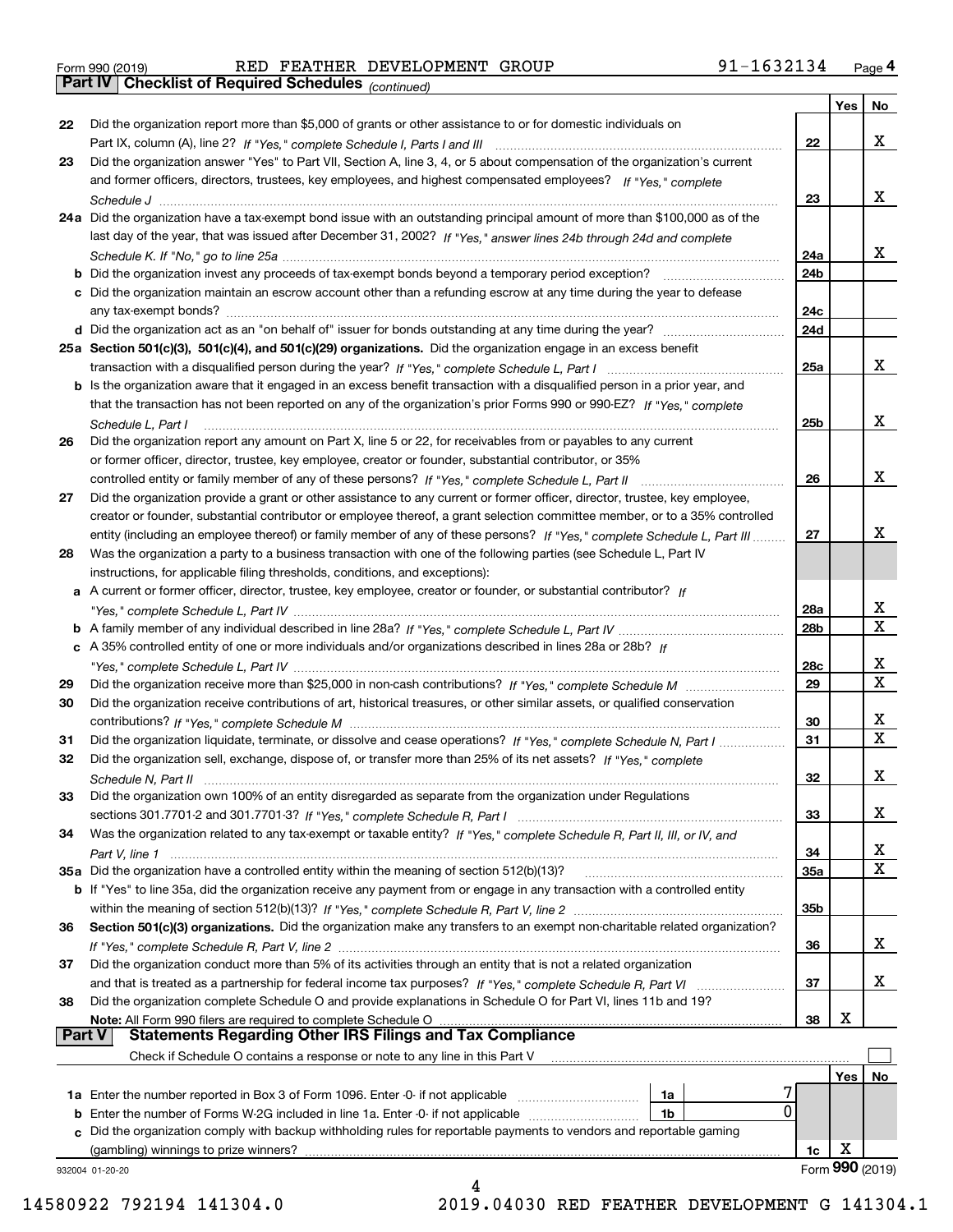Form 990 (2019) RED FEATHER DEVELOPMENT GROUP 91-1632134 Page 4

## Part IV Checklist of Required Schedules *(continued)*

| | | | Yes | No |
|---|---|---|---|---|
| 22 | Did the organization report more than $5,000 of grants or other assistance to or for domestic individuals on Part IX, column (A), line 2? *If "Yes," complete Schedule I, Parts I and III* | 22 | | X |
| 23 | Did the organization answer "Yes" to Part VII, Section A, line 3, 4, or 5 about compensation of the organization's current and former officers, directors, trustees, key employees, and highest compensated employees? *If "Yes," complete Schedule J* | 23 | | X |
| 24a | Did the organization have a tax-exempt bond issue with an outstanding principal amount of more than $100,000 as of the last day of the year, that was issued after December 31, 2002? *If "Yes," answer lines 24b through 24d and complete Schedule K. If "No," go to line 25a* | 24a | | X |
| b | Did the organization invest any proceeds of tax-exempt bonds beyond a temporary period exception? | 24b | | |
| c | Did the organization maintain an escrow account other than a refunding escrow at any time during the year to defease any tax-exempt bonds? | 24c | | |
| d | Did the organization act as an "on behalf of" issuer for bonds outstanding at any time during the year? | 24d | | |
| 25a | **Section 501(c)(3), 501(c)(4), and 501(c)(29) organizations.** Did the organization engage in an excess benefit transaction with a disqualified person during the year? *If "Yes," complete Schedule L, Part I* | 25a | | X |
| b | Is the organization aware that it engaged in an excess benefit transaction with a disqualified person in a prior year, and that the transaction has not been reported on any of the organization's prior Forms 990 or 990-EZ? *If "Yes," complete Schedule L, Part I* | 25b | | X |
| 26 | Did the organization report any amount on Part X, line 5 or 22, for receivables from or payables to any current or former officer, director, trustee, key employee, creator or founder, substantial contributor, or 35% controlled entity or family member of any of these persons? *If "Yes," complete Schedule L, Part II* | 26 | | X |
| 27 | Did the organization provide a grant or other assistance to any current or former officer, director, trustee, key employee, creator or founder, substantial contributor or employee thereof, a grant selection committee member, or to a 35% controlled entity (including an employee thereof) or family member of any of these persons? *If "Yes," complete Schedule L, Part III* | 27 | | X |
| 28 | Was the organization a party to a business transaction with one of the following parties (see Schedule L, Part IV instructions, for applicable filing thresholds, conditions, and exceptions): | | | |
| a | A current or former officer, director, trustee, key employee, creator or founder, or substantial contributor? *If "Yes," complete Schedule L, Part IV* | 28a | | X |
| b | A family member of any individual described in line 28a? *If "Yes," complete Schedule L, Part IV* | 28b | | X |
| c | A 35% controlled entity of one or more individuals and/or organizations described in lines 28a or 28b? *If "Yes," complete Schedule L, Part IV* | 28c | | X |
| 29 | Did the organization receive more than $25,000 in non-cash contributions? *If "Yes," complete Schedule M* | 29 | | X |
| 30 | Did the organization receive contributions of art, historical treasures, or other similar assets, or qualified conservation contributions? *If "Yes," complete Schedule M* | 30 | | X |
| 31 | Did the organization liquidate, terminate, or dissolve and cease operations? *If "Yes," complete Schedule N, Part I* | 31 | | X |
| 32 | Did the organization sell, exchange, dispose of, or transfer more than 25% of its net assets? *If "Yes," complete Schedule N, Part II* | 32 | | X |
| 33 | Did the organization own 100% of an entity disregarded as separate from the organization under Regulations sections 301.7701-2 and 301.7701-3? *If "Yes," complete Schedule R, Part I* | 33 | | X |
| 34 | Was the organization related to any tax-exempt or taxable entity? *If "Yes," complete Schedule R, Part II, III, or IV, and Part V, line 1* | 34 | | X |
| 35a | Did the organization have a controlled entity within the meaning of section 512(b)(13)? | 35a | | X |
| b | If "Yes" to line 35a, did the organization receive any payment from or engage in any transaction with a controlled entity within the meaning of section 512(b)(13)? *If "Yes," complete Schedule R, Part V, line 2* | 35b | | |
| 36 | **Section 501(c)(3) organizations.** Did the organization make any transfers to an exempt non-charitable related organization? *If "Yes," complete Schedule R, Part V, line 2* | 36 | | X |
| 37 | Did the organization conduct more than 5% of its activities through an entity that is not a related organization and that is treated as a partnership for federal income tax purposes? *If "Yes," complete Schedule R, Part VI* | 37 | | X |
| 38 | Did the organization complete Schedule O and provide explanations in Schedule O for Part VI, lines 11b and 19? **Note:** All Form 990 filers are required to complete Schedule O | 38 | X | |

## Part V Statements Regarding Other IRS Filings and Tax Compliance

Check if Schedule O contains a response or note to any line in this Part V

| | | | | | Yes | No |
|---|---|---|---|---|---|---|
| 1a | Enter the number reported in Box 3 of Form 1096. Enter -0- if not applicable | 1a | 7 | | | |
| b | Enter the number of Forms W-2G included in line 1a. Enter -0- if not applicable | 1b | 0 | | | |
| c | Did the organization comply with backup withholding rules for reportable payments to vendors and reportable gaming (gambling) winnings to prize winners? | | | 1c | X | |

932004 01-20-20 Form **990** (2019)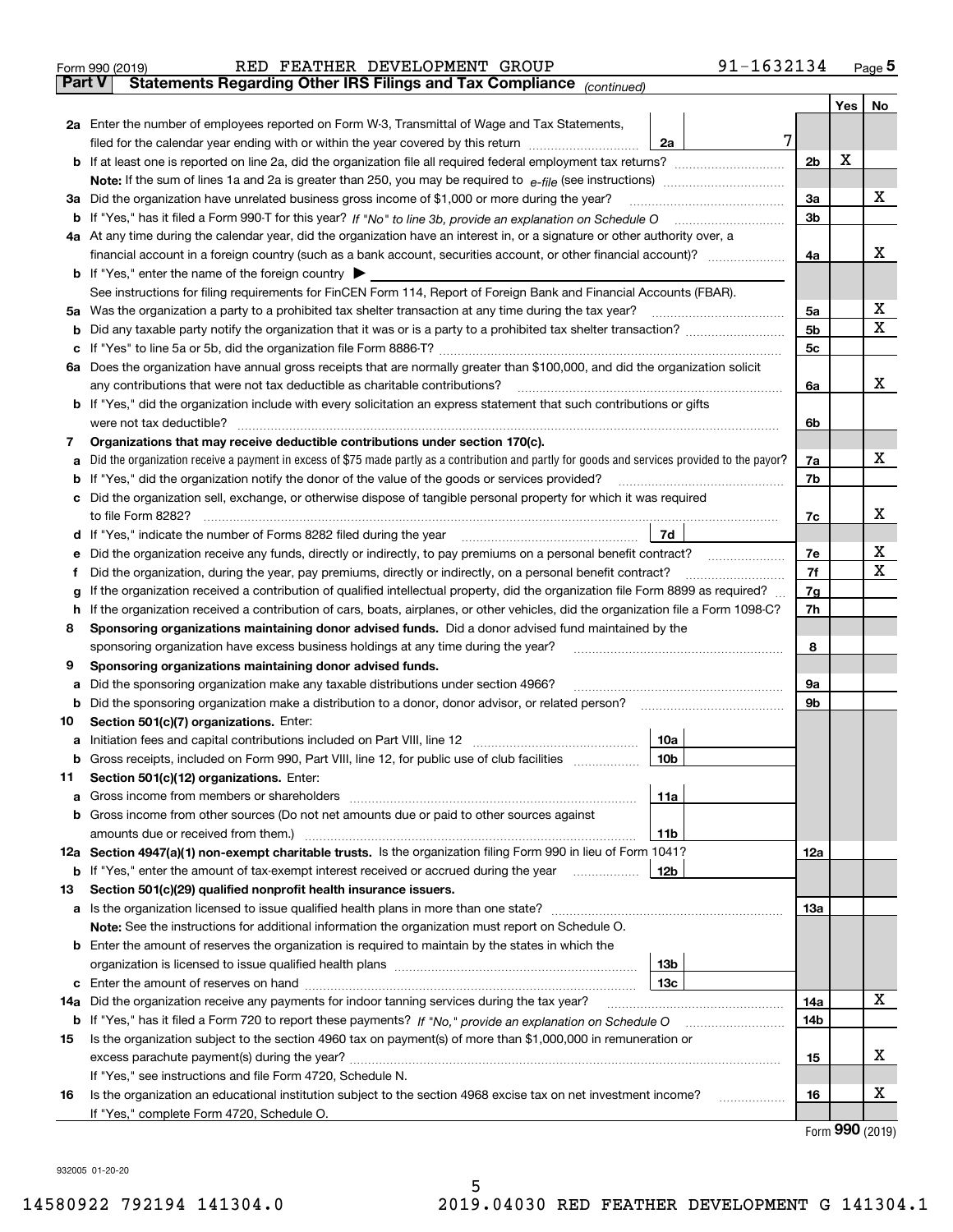Form 990 (2019) RED FEATHER DEVELOPMENT GROUP 91-1632134 Page 5

**Part V Statements Regarding Other IRS Filings and Tax Compliance** *(continued)*

| | | | | Yes | No |
|---|---|---|---|---|---|
| **2a** | Enter the number of employees reported on Form W-3, Transmittal of Wage and Tax Statements, filed for the calendar year ending with or within the year covered by this return | 2a | 7 | | |
| **b** | If at least one is reported on line 2a, did the organization file all required federal employment tax returns? | | 2b | X | |
| | **Note:** If the sum of lines 1a and 2a is greater than 250, you may be required to *e-file* (see instructions) | | | | |
| **3a** | Did the organization have unrelated business gross income of $1,000 or more during the year? | | 3a | | X |
| **b** | If "Yes," has it filed a Form 990-T for this year? *If "No" to line 3b, provide an explanation on Schedule O* | | 3b | | |
| **4a** | At any time during the calendar year, did the organization have an interest in, or a signature or other authority over, a financial account in a foreign country (such as a bank account, securities account, or other financial account)? | | 4a | | X |
| **b** | If "Yes," enter the name of the foreign country ▶ | | | | |
| | See instructions for filing requirements for FinCEN Form 114, Report of Foreign Bank and Financial Accounts (FBAR). | | | | |
| **5a** | Was the organization a party to a prohibited tax shelter transaction at any time during the tax year? | | 5a | | X |
| **b** | Did any taxable party notify the organization that it was or is a party to a prohibited tax shelter transaction? | | 5b | | X |
| **c** | If "Yes" to line 5a or 5b, did the organization file Form 8886-T? | | 5c | | |
| **6a** | Does the organization have annual gross receipts that are normally greater than $100,000, and did the organization solicit any contributions that were not tax deductible as charitable contributions? | | 6a | | X |
| **b** | If "Yes," did the organization include with every solicitation an express statement that such contributions or gifts were not tax deductible? | | 6b | | |
| **7** | **Organizations that may receive deductible contributions under section 170(c).** | | | | |
| **a** | Did the organization receive a payment in excess of $75 made partly as a contribution and partly for goods and services provided to the payor? | | 7a | | X |
| **b** | If "Yes," did the organization notify the donor of the value of the goods or services provided? | | 7b | | |
| **c** | Did the organization sell, exchange, or otherwise dispose of tangible personal property for which it was required to file Form 8282? | | 7c | | X |
| **d** | If "Yes," indicate the number of Forms 8282 filed during the year | 7d | | | |
| **e** | Did the organization receive any funds, directly or indirectly, to pay premiums on a personal benefit contract? | | 7e | | X |
| **f** | Did the organization, during the year, pay premiums, directly or indirectly, on a personal benefit contract? | | 7f | | X |
| **g** | If the organization received a contribution of qualified intellectual property, did the organization file Form 8899 as required? | | 7g | | |
| **h** | If the organization received a contribution of cars, boats, airplanes, or other vehicles, did the organization file a Form 1098-C? | | 7h | | |
| **8** | **Sponsoring organizations maintaining donor advised funds.** Did a donor advised fund maintained by the sponsoring organization have excess business holdings at any time during the year? | | 8 | | |
| **9** | **Sponsoring organizations maintaining donor advised funds.** | | | | |
| **a** | Did the sponsoring organization make any taxable distributions under section 4966? | | 9a | | |
| **b** | Did the sponsoring organization make a distribution to a donor, donor advisor, or related person? | | 9b | | |
| **10** | **Section 501(c)(7) organizations.** Enter: | | | | |
| **a** | Initiation fees and capital contributions included on Part VIII, line 12 | 10a | | | |
| **b** | Gross receipts, included on Form 990, Part VIII, line 12, for public use of club facilities | 10b | | | |
| **11** | **Section 501(c)(12) organizations.** Enter: | | | | |
| **a** | Gross income from members or shareholders | 11a | | | |
| **b** | Gross income from other sources (Do not net amounts due or paid to other sources against amounts due or received from them.) | 11b | | | |
| **12a** | **Section 4947(a)(1) non-exempt charitable trusts.** Is the organization filing Form 990 in lieu of Form 1041? | | 12a | | |
| **b** | If "Yes," enter the amount of tax-exempt interest received or accrued during the year | 12b | | | |
| **13** | **Section 501(c)(29) qualified nonprofit health insurance issuers.** | | | | |
| **a** | Is the organization licensed to issue qualified health plans in more than one state? | | 13a | | |
| | **Note:** See the instructions for additional information the organization must report on Schedule O. | | | | |
| **b** | Enter the amount of reserves the organization is required to maintain by the states in which the organization is licensed to issue qualified health plans | 13b | | | |
| **c** | Enter the amount of reserves on hand | 13c | | | |
| **14a** | Did the organization receive any payments for indoor tanning services during the tax year? | | 14a | | X |
| **b** | If "Yes," has it filed a Form 720 to report these payments? *If "No," provide an explanation on Schedule O* | | 14b | | |
| **15** | Is the organization subject to the section 4960 tax on payment(s) of more than $1,000,000 in remuneration or excess parachute payment(s) during the year? | | 15 | | X |
| | If "Yes," see instructions and file Form 4720, Schedule N. | | | | |
| **16** | Is the organization an educational institution subject to the section 4968 excise tax on net investment income? | | 16 | | X |
| | If "Yes," complete Form 4720, Schedule O. | | | | |

Form **990** (2019)

932005 01-20-20

14580922 792194 141304.0 2019.04030 RED FEATHER DEVELOPMENT G 141304.1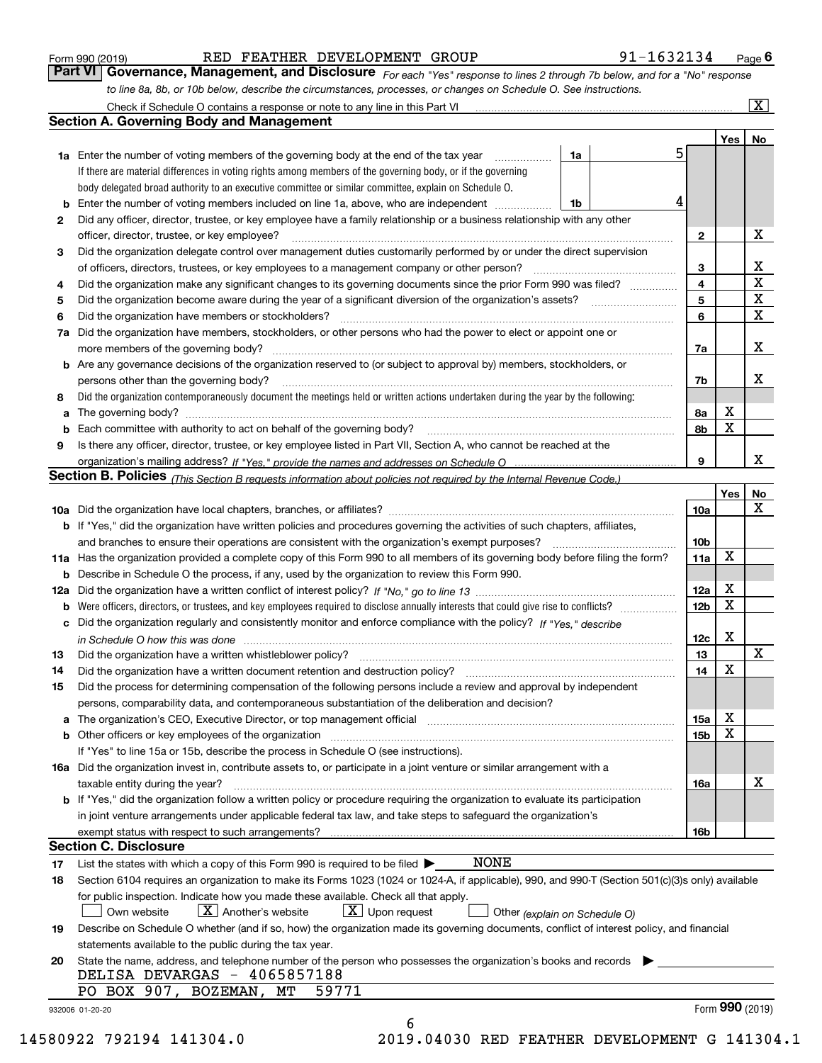Form 990 (2019) RED FEATHER DEVELOPMENT GROUP 91-1632134 Page 6

## Part VI Governance, Management, and Disclosure

*For each "Yes" response to lines 2 through 7b below, and for a "No" response to line 8a, 8b, or 10b below, describe the circumstances, processes, or changes on Schedule O. See instructions.*

Check if Schedule O contains a response or note to any line in this Part VI ..... [X]

### Section A. Governing Body and Management

| | | | | Yes | No |
|---|---|---|---|---|---|
| **1a** | Enter the number of voting members of the governing body at the end of the tax year. If there are material differences in voting rights among members of the governing body, or if the governing body delegated broad authority to an executive committee or similar committee, explain on Schedule O. | 1a | 5 | | |
| **b** | Enter the number of voting members included on line 1a, above, who are independent | 1b | 4 | | |
| **2** | Did any officer, director, trustee, or key employee have a family relationship or a business relationship with any other officer, director, trustee, or key employee? | | **2** | | X |
| **3** | Did the organization delegate control over management duties customarily performed by or under the direct supervision of officers, directors, trustees, or key employees to a management company or other person? | | **3** | | X |
| **4** | Did the organization make any significant changes to its governing documents since the prior Form 990 was filed? | | **4** | | X |
| **5** | Did the organization become aware during the year of a significant diversion of the organization's assets? | | **5** | | X |
| **6** | Did the organization have members or stockholders? | | **6** | | X |
| **7a** | Did the organization have members, stockholders, or other persons who had the power to elect or appoint one or more members of the governing body? | | **7a** | | X |
| **b** | Are any governance decisions of the organization reserved to (or subject to approval by) members, stockholders, or persons other than the governing body? | | **7b** | | X |
| **8** | Did the organization contemporaneously document the meetings held or written actions undertaken during the year by the following: | | | | |
| **a** | The governing body? | | **8a** | X | |
| **b** | Each committee with authority to act on behalf of the governing body? | | **8b** | X | |
| **9** | Is there any officer, director, trustee, or key employee listed in Part VII, Section A, who cannot be reached at the organization's mailing address? *If "Yes," provide the names and addresses on Schedule O* | | **9** | | X |

### Section B. Policies *(This Section B requests information about policies not required by the Internal Revenue Code.)*

| | | | Yes | No |
|---|---|---|---|---|
| **10a** | Did the organization have local chapters, branches, or affiliates? | **10a** | | X |
| **b** | If "Yes," did the organization have written policies and procedures governing the activities of such chapters, affiliates, and branches to ensure their operations are consistent with the organization's exempt purposes? | **10b** | | |
| **11a** | Has the organization provided a complete copy of this Form 990 to all members of its governing body before filing the form? | **11a** | X | |
| **b** | Describe in Schedule O the process, if any, used by the organization to review this Form 990. | | | |
| **12a** | Did the organization have a written conflict of interest policy? *If "No," go to line 13* | **12a** | X | |
| **b** | Were officers, directors, or trustees, and key employees required to disclose annually interests that could give rise to conflicts? | **12b** | X | |
| **c** | Did the organization regularly and consistently monitor and enforce compliance with the policy? *If "Yes," describe in Schedule O how this was done* | **12c** | X | |
| **13** | Did the organization have a written whistleblower policy? | **13** | | X |
| **14** | Did the organization have a written document retention and destruction policy? | **14** | X | |
| **15** | Did the process for determining compensation of the following persons include a review and approval by independent persons, comparability data, and contemporaneous substantiation of the deliberation and decision? | | | |
| **a** | The organization's CEO, Executive Director, or top management official | **15a** | X | |
| **b** | Other officers or key employees of the organization | **15b** | X | |
| | If "Yes" to line 15a or 15b, describe the process in Schedule O (see instructions). | | | |
| **16a** | Did the organization invest in, contribute assets to, or participate in a joint venture or similar arrangement with a taxable entity during the year? | **16a** | | X |
| **b** | If "Yes," did the organization follow a written policy or procedure requiring the organization to evaluate its participation in joint venture arrangements under applicable federal tax law, and take steps to safeguard the organization's exempt status with respect to such arrangements? | **16b** | | |

### Section C. Disclosure

**17** List the states with which a copy of this Form 990 is required to be filed ▶ NONE

**18** Section 6104 requires an organization to make its Forms 1023 (1024 or 1024-A, if applicable), 990, and 990-T (Section 501(c)(3)s only) available for public inspection. Indicate how you made these available. Check all that apply.

[ ] Own website  [X] Another's website  [X] Upon request  [ ] Other *(explain on Schedule O)*

**19** Describe on Schedule O whether (and if so, how) the organization made its governing documents, conflict of interest policy, and financial statements available to the public during the tax year.

**20** State the name, address, and telephone number of the person who possesses the organization's books and records ▶

DELISA DEVARGAS - 4065857188
PO BOX 907, BOZEMAN, MT 59771

932006 01-20-20 Form **990** (2019)

14580922 792194 141304.0 2019.04030 RED FEATHER DEVELOPMENT G 141304.1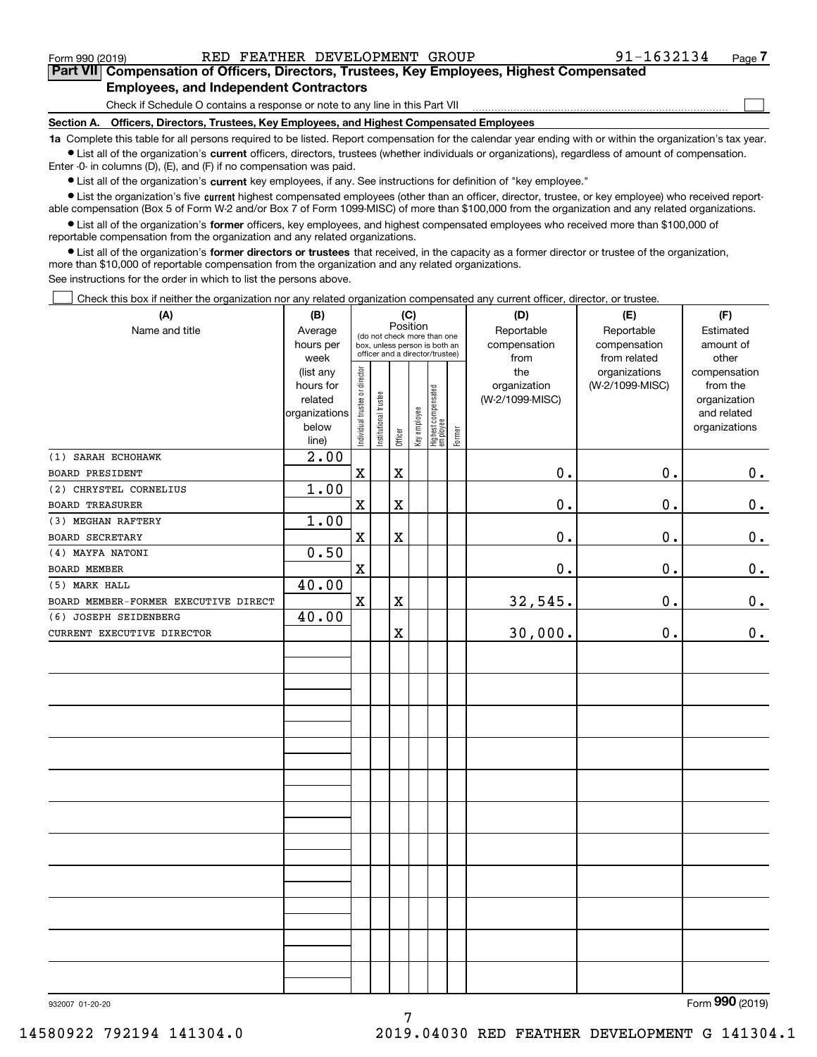Form 990 (2019) RED FEATHER DEVELOPMENT GROUP 91-1632134 Page 7

## Part VII Compensation of Officers, Directors, Trustees, Key Employees, Highest Compensated Employees, and Independent Contractors

Check if Schedule O contains a response or note to any line in this Part VII ☐

### Section A. Officers, Directors, Trustees, Key Employees, and Highest Compensated Employees

**1a** Complete this table for all persons required to be listed. Report compensation for the calendar year ending with or within the organization's tax year.

- List all of the organization's **current** officers, directors, trustees (whether individuals or organizations), regardless of amount of compensation. Enter -0- in columns (D), (E), and (F) if no compensation was paid.
- List all of the organization's **current** key employees, if any. See instructions for definition of "key employee."
- List the organization's five **current** highest compensated employees (other than an officer, director, trustee, or key employee) who received reportable compensation (Box 5 of Form W-2 and/or Box 7 of Form 1099-MISC) of more than $100,000 from the organization and any related organizations.
- List all of the organization's **former** officers, key employees, and highest compensated employees who received more than $100,000 of reportable compensation from the organization and any related organizations.
- List all of the organization's **former directors or trustees** that received, in the capacity as a former director or trustee of the organization, more than $10,000 of reportable compensation from the organization and any related organizations.

See instructions for the order in which to list the persons above.

☐ Check this box if neither the organization nor any related organization compensated any current officer, director, or trustee.

| (A) Name and title | (B) Average hours per week (list any hours for related organizations below line) | (C) Position (do not check more than one box, unless person is both an officer and a director/trustee): Individual trustee or director | Institutional trustee | Officer | Key employee | Highest compensated employee | Former | (D) Reportable compensation from the organization (W-2/1099-MISC) | (E) Reportable compensation from related organizations (W-2/1099-MISC) | (F) Estimated amount of other compensation from the organization and related organizations |
|---|---|---|---|---|---|---|---|---|---|---|
| (1) SARAH ECHOHAWK<br>BOARD PRESIDENT | 2.00 | X | | X | | | | 0. | 0. | 0. |
| (2) CHRYSTEL CORNELIUS<br>BOARD TREASURER | 1.00 | X | | X | | | | 0. | 0. | 0. |
| (3) MEGHAN RAFTERY<br>BOARD SECRETARY | 1.00 | X | | X | | | | 0. | 0. | 0. |
| (4) MAYFA NATONI<br>BOARD MEMBER | 0.50 | X | | | | | | 0. | 0. | 0. |
| (5) MARK HALL<br>BOARD MEMBER-FORMER EXECUTIVE DIRECT | 40.00 | X | | X | | | | 32,545. | 0. | 0. |
| (6) JOSEPH SEIDENBERG<br>CURRENT EXECUTIVE DIRECTOR | 40.00 | | | X | | | | 30,000. | 0. | 0. |

932007 01-20-20

Form **990** (2019)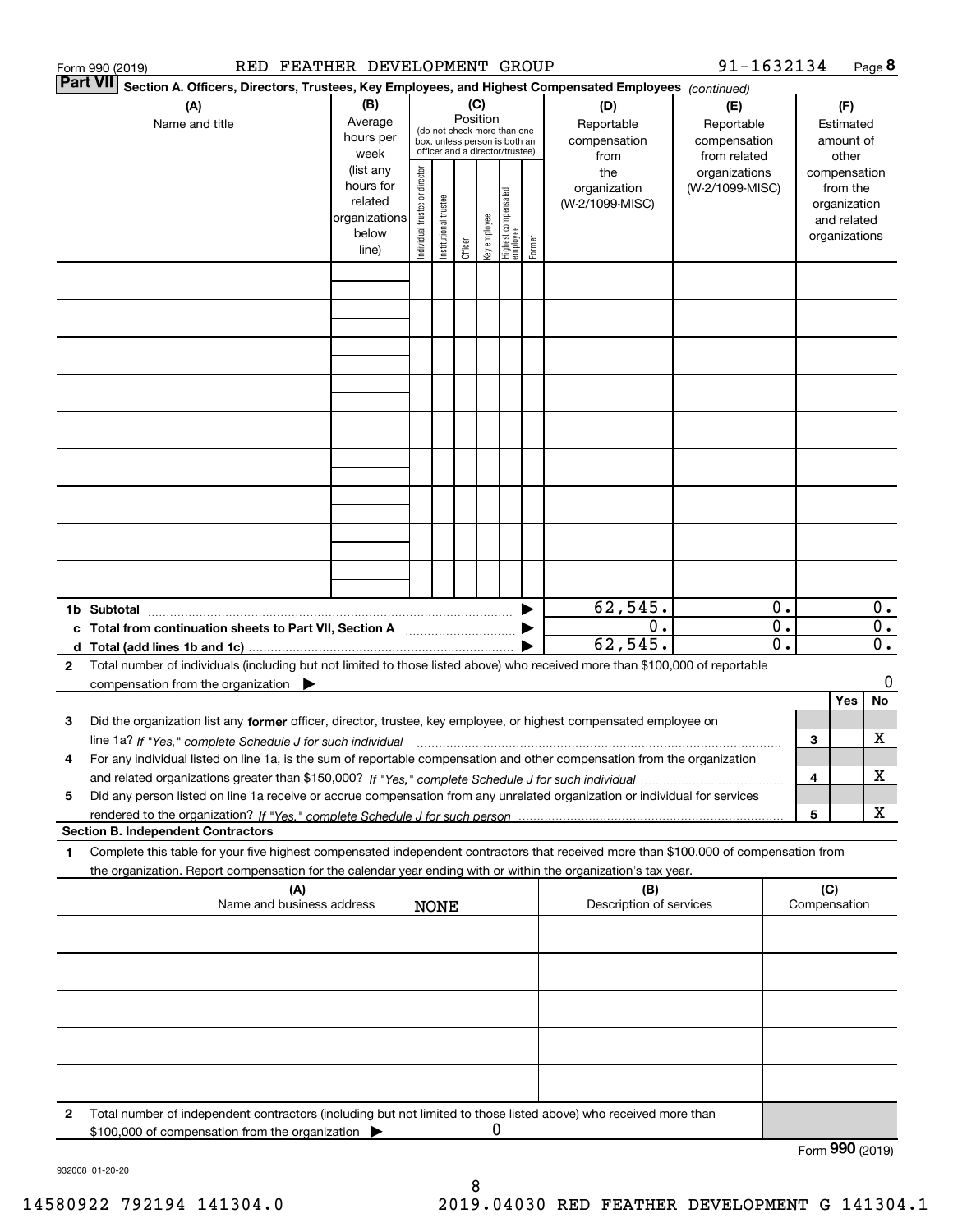Form 990 (2019) RED FEATHER DEVELOPMENT GROUP 91-1632134 Page **8**

**Part VII** **Section A. Officers, Directors, Trustees, Key Employees, and Highest Compensated Employees** *(continued)*

| (A) Name and title | (B) Average hours per week (list any hours for related organizations below line) | (C) Position (do not check more than one box, unless person is both an officer and a director/trustee): Individual trustee or director | Institutional trustee | Officer | Key employee | Highest compensated employee | Former | (D) Reportable compensation from the organization (W-2/1099-MISC) | (E) Reportable compensation from related organizations (W-2/1099-MISC) | (F) Estimated amount of other compensation from the organization and related organizations |
|---|---|---|---|---|---|---|---|---|---|---|
| | | | | | | | | | | |
| | | | | | | | | | | |
| | | | | | | | | | | |
| | | | | | | | | | | |
| | | | | | | | | | | |
| | | | | | | | | | | |
| | | | | | | | | | | |
| | | | | | | | | | | |
| | | | | | | | | | | |

| | | (D) | (E) | (F) |
|---|---|---|---|---|
| **1b** | **Subtotal** | 62,545. | 0. | 0. |
| **c** | **Total from continuation sheets to Part VII, Section A** | 0. | 0. | 0. |
| **d** | **Total (add lines 1b and 1c)** | 62,545. | 0. | 0. |

**2** Total number of individuals (including but not limited to those listed above) who received more than $100,000 of reportable compensation from the organization ▶ 0

| | | | Yes | No |
|---|---|---|---|---|
| **3** | Did the organization list any **former** officer, director, trustee, key employee, or highest compensated employee on line 1a? *If "Yes," complete Schedule J for such individual* | 3 | | X |
| **4** | For any individual listed on line 1a, is the sum of reportable compensation and other compensation from the organization and related organizations greater than $150,000? *If "Yes," complete Schedule J for such individual* | 4 | | X |
| **5** | Did any person listed on line 1a receive or accrue compensation from any unrelated organization or individual for services rendered to the organization? *If "Yes," complete Schedule J for such person* | 5 | | X |

**Section B. Independent Contractors**

**1** Complete this table for your five highest compensated independent contractors that received more than $100,000 of compensation from the organization. Report compensation for the calendar year ending with or within the organization's tax year.

| (A) Name and business address | (B) Description of services | (C) Compensation |
|---|---|---|
| NONE | | |
| | | |
| | | |
| | | |
| | | |

**2** Total number of independent contractors (including but not limited to those listed above) who received more than $100,000 of compensation from the organization ▶ 0

Form **990** (2019)

932008 01-20-20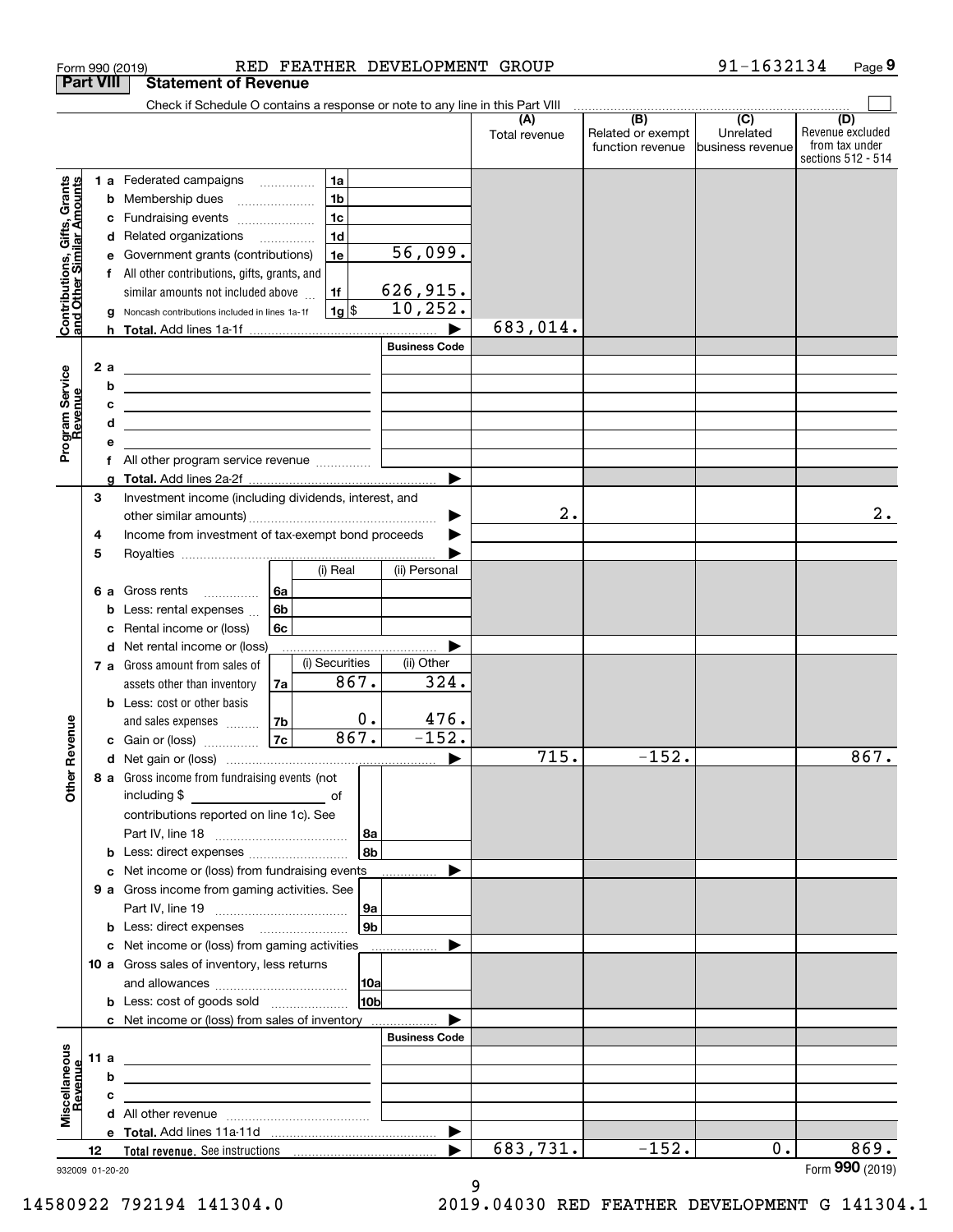Form 990 (2019) RED FEATHER DEVELOPMENT GROUP 91-1632134

## Part VIII Statement of Revenue

Check if Schedule O contains a response or note to any line in this Part VIII

| | | | (A) Total revenue | (B) Related or exempt function revenue | (C) Unrelated business revenue | (D) Revenue excluded from tax under sections 512 - 514 |
|---|---|---|---|---|---|---|
| **Contributions, Gifts, Grants and Other Similar Amounts** | 1a Federated campaigns | 1a | | | | |
| | b Membership dues | 1b | | | | |
| | c Fundraising events | 1c | | | | |
| | d Related organizations | 1d | | | | |
| | e Government grants (contributions) | 1e 56,099. | | | | |
| | f All other contributions, gifts, grants, and similar amounts not included above | 1f 626,915. | | | | |
| | g Noncash contributions included in lines 1a-1f | 1g $ 10,252. | | | | |
| | h **Total.** Add lines 1a-1f | | 683,014. | | | |
| **Program Service Revenue** | | Business Code | | | | |
| | 2a | | | | | |
| | b | | | | | |
| | c | | | | | |
| | d | | | | | |
| | e | | | | | |
| | f All other program service revenue | | | | | |
| | g **Total.** Add lines 2a-2f | | | | | |
| **Other Revenue** | 3 Investment income (including dividends, interest, and other similar amounts) | | 2. | | | 2. |
| | 4 Income from investment of tax-exempt bond proceeds | | | | | |
| | 5 Royalties | | | | | |
| | 6a Gross rents — 6a: (i) Real / (ii) Personal | | | | | |
| | b Less: rental expenses — 6b | | | | | |
| | c Rental income or (loss) — 6c | | | | | |
| | d Net rental income or (loss) | | | | | |
| | 7a Gross amount from sales of assets other than inventory — 7a: (i) Securities 867. / (ii) Other 324. | | | | | |
| | b Less: cost or other basis and sales expenses — 7b: (i) 0. / (ii) 476. | | | | | |
| | c Gain or (loss) — 7c: (i) 867. / (ii) -152. | | | | | |
| | d Net gain or (loss) | | 715. | -152. | | 867. |
| | 8a Gross income from fundraising events (not including $ ___ of contributions reported on line 1c). See Part IV, line 18 | 8a | | | | |
| | b Less: direct expenses | 8b | | | | |
| | c Net income or (loss) from fundraising events | | | | | |
| | 9a Gross income from gaming activities. See Part IV, line 19 | 9a | | | | |
| | b Less: direct expenses | 9b | | | | |
| | c Net income or (loss) from gaming activities | | | | | |
| | 10a Gross sales of inventory, less returns and allowances | 10a | | | | |
| | b Less: cost of goods sold | 10b | | | | |
| | c Net income or (loss) from sales of inventory | | | | | |
| **Miscellaneous Revenue** | | Business Code | | | | |
| | 11a | | | | | |
| | b | | | | | |
| | c | | | | | |
| | d All other revenue | | | | | |
| | e **Total.** Add lines 11a-11d | | | | | |
| | 12 **Total revenue.** See instructions | | 683,731. | -152. | 0. | 869. |

932009 01-20-20

Form **990** (2019)

14580922 792194 141304.0 2019.04030 RED FEATHER DEVELOPMENT G 141304.1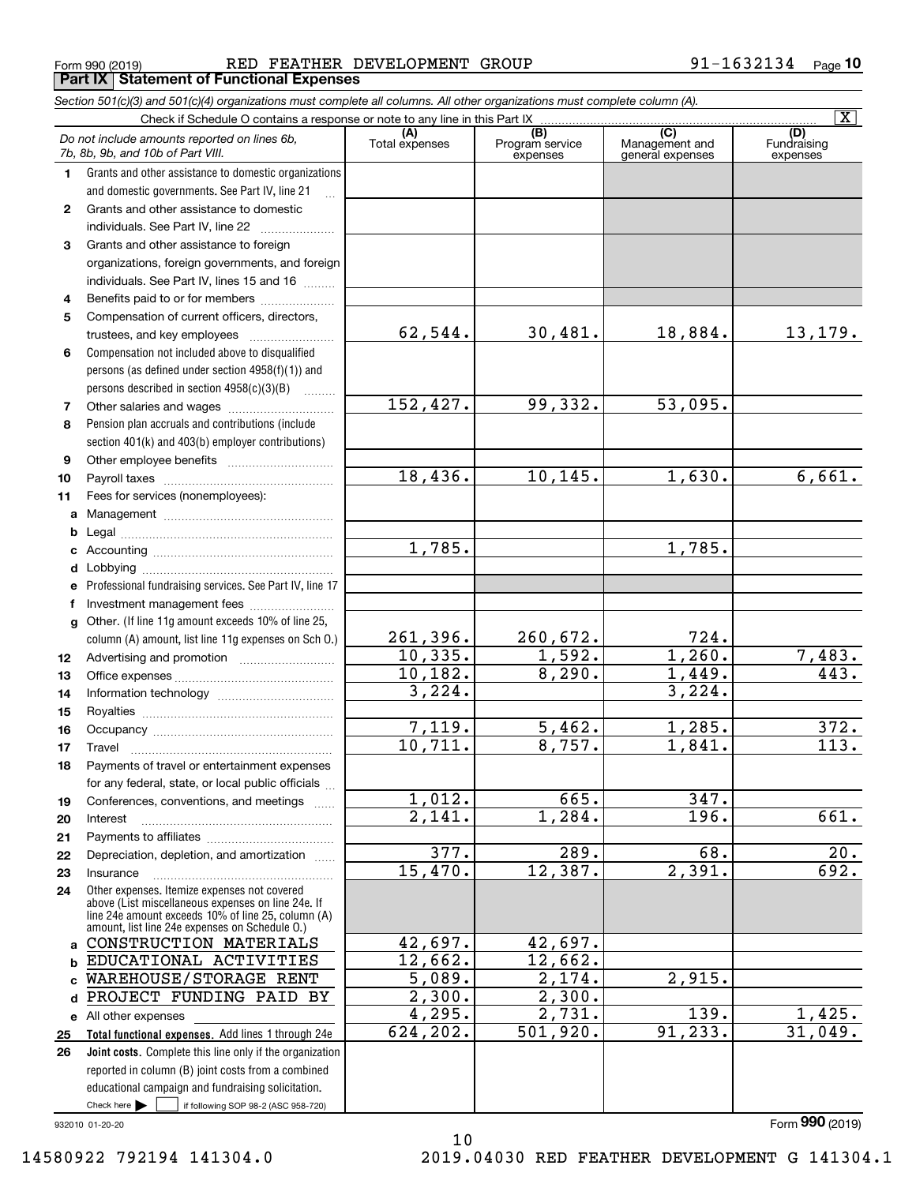Form 990 (2019) RED FEATHER DEVELOPMENT GROUP 91-1632134 Page 10

**Part IX Statement of Functional Expenses**

*Section 501(c)(3) and 501(c)(4) organizations must complete all columns. All other organizations must complete column (A).*

Check if Schedule O contains a response or note to any line in this Part IX [X]

| *Do not include amounts reported on lines 6b, 7b, 8b, 9b, and 10b of Part VIII.* | (A) Total expenses | (B) Program service expenses | (C) Management and general expenses | (D) Fundraising expenses |
|---|---|---|---|---|
| 1 Grants and other assistance to domestic organizations and domestic governments. See Part IV, line 21 | | | | |
| 2 Grants and other assistance to domestic individuals. See Part IV, line 22 | | | | |
| 3 Grants and other assistance to foreign organizations, foreign governments, and foreign individuals. See Part IV, lines 15 and 16 | | | | |
| 4 Benefits paid to or for members | | | | |
| 5 Compensation of current officers, directors, trustees, and key employees | 62,544. | 30,481. | 18,884. | 13,179. |
| 6 Compensation not included above to disqualified persons (as defined under section 4958(f)(1)) and persons described in section 4958(c)(3)(B) | | | | |
| 7 Other salaries and wages | 152,427. | 99,332. | 53,095. | |
| 8 Pension plan accruals and contributions (include section 401(k) and 403(b) employer contributions) | | | | |
| 9 Other employee benefits | | | | |
| 10 Payroll taxes | 18,436. | 10,145. | 1,630. | 6,661. |
| 11 Fees for services (nonemployees): | | | | |
| a Management | | | | |
| b Legal | | | | |
| c Accounting | 1,785. | | 1,785. | |
| d Lobbying | | | | |
| e Professional fundraising services. See Part IV, line 17 | | | | |
| f Investment management fees | | | | |
| g Other. (If line 11g amount exceeds 10% of line 25, column (A) amount, list line 11g expenses on Sch O.) | 261,396. | 260,672. | 724. | |
| 12 Advertising and promotion | 10,335. | 1,592. | 1,260. | 7,483. |
| 13 Office expenses | 10,182. | 8,290. | 1,449. | 443. |
| 14 Information technology | 3,224. | | 3,224. | |
| 15 Royalties | | | | |
| 16 Occupancy | 7,119. | 5,462. | 1,285. | 372. |
| 17 Travel | 10,711. | 8,757. | 1,841. | 113. |
| 18 Payments of travel or entertainment expenses for any federal, state, or local public officials | | | | |
| 19 Conferences, conventions, and meetings | 1,012. | 665. | 347. | |
| 20 Interest | 2,141. | 1,284. | 196. | 661. |
| 21 Payments to affiliates | | | | |
| 22 Depreciation, depletion, and amortization | 377. | 289. | 68. | 20. |
| 23 Insurance | 15,470. | 12,387. | 2,391. | 692. |
| 24 Other expenses. Itemize expenses not covered above (List miscellaneous expenses on line 24e. If line 24e amount exceeds 10% of line 25, column (A) amount, list line 24e expenses on Schedule O.) | | | | |
| a CONSTRUCTION MATERIALS | 42,697. | 42,697. | | |
| b EDUCATIONAL ACTIVITIES | 12,662. | 12,662. | | |
| c WAREHOUSE/STORAGE RENT | 5,089. | 2,174. | 2,915. | |
| d PROJECT FUNDING PAID BY | 2,300. | 2,300. | | |
| e All other expenses | 4,295. | 2,731. | 139. | 1,425. |
| 25 **Total functional expenses.** Add lines 1 through 24e | 624,202. | 501,920. | 91,233. | 31,049. |
| 26 **Joint costs.** Complete this line only if the organization reported in column (B) joint costs from a combined educational campaign and fundraising solicitation. Check here [ ] if following SOP 98-2 (ASC 958-720) | | | | |

932010 01-20-20

Form **990** (2019)

14580922 792194 141304.0 2019.04030 RED FEATHER DEVELOPMENT G 141304.1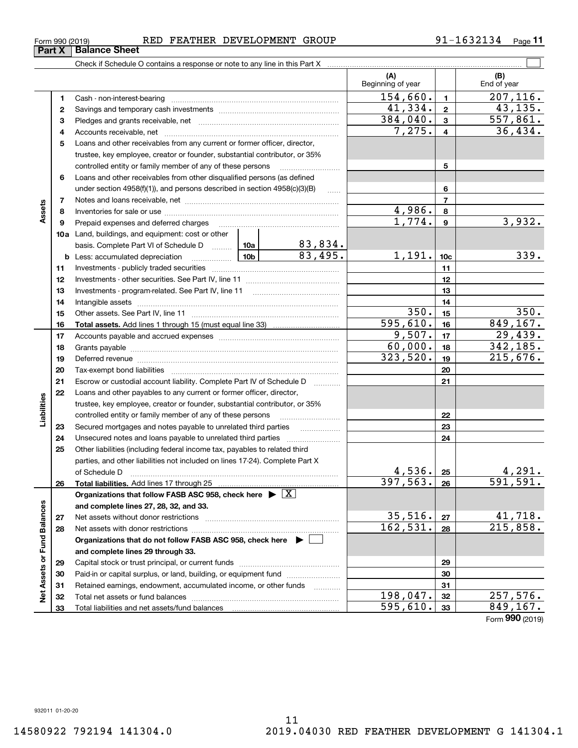Form 990 (2019) RED FEATHER DEVELOPMENT GROUP 91-1632134

## Part X Balance Sheet

Check if Schedule O contains a response or note to any line in this Part X

| | | | | | (A) Beginning of year | | (B) End of year |
|---|---|---|---|---|---|---|---|
| **Assets** | 1 | Cash - non-interest-bearing | | | 154,660. | 1 | 207,116. |
| | 2 | Savings and temporary cash investments | | | 41,334. | 2 | 43,135. |
| | 3 | Pledges and grants receivable, net | | | 384,040. | 3 | 557,861. |
| | 4 | Accounts receivable, net | | | 7,275. | 4 | 36,434. |
| | 5 | Loans and other receivables from any current or former officer, director, trustee, key employee, creator or founder, substantial contributor, or 35% controlled entity or family member of any of these persons | | | | 5 | |
| | 6 | Loans and other receivables from other disqualified persons (as defined under section 4958(f)(1)), and persons described in section 4958(c)(3)(B) | | | | 6 | |
| | 7 | Notes and loans receivable, net | | | | 7 | |
| | 8 | Inventories for sale or use | | | 4,986. | 8 | |
| | 9 | Prepaid expenses and deferred charges | | | 1,774. | 9 | 3,932. |
| | 10a | Land, buildings, and equipment: cost or other basis. Complete Part VI of Schedule D | 10a | 83,834. | | | |
| | b | Less: accumulated depreciation | 10b | 83,495. | 1,191. | 10c | 339. |
| | 11 | Investments - publicly traded securities | | | | 11 | |
| | 12 | Investments - other securities. See Part IV, line 11 | | | | 12 | |
| | 13 | Investments - program-related. See Part IV, line 11 | | | | 13 | |
| | 14 | Intangible assets | | | | 14 | |
| | 15 | Other assets. See Part IV, line 11 | | | 350. | 15 | 350. |
| | 16 | **Total assets.** Add lines 1 through 15 (must equal line 33) | | | 595,610. | 16 | 849,167. |
| **Liabilities** | 17 | Accounts payable and accrued expenses | | | 9,507. | 17 | 29,439. |
| | 18 | Grants payable | | | 60,000. | 18 | 342,185. |
| | 19 | Deferred revenue | | | 323,520. | 19 | 215,676. |
| | 20 | Tax-exempt bond liabilities | | | | 20 | |
| | 21 | Escrow or custodial account liability. Complete Part IV of Schedule D | | | | 21 | |
| | 22 | Loans and other payables to any current or former officer, director, trustee, key employee, creator or founder, substantial contributor, or 35% controlled entity or family member of any of these persons | | | | 22 | |
| | 23 | Secured mortgages and notes payable to unrelated third parties | | | | 23 | |
| | 24 | Unsecured notes and loans payable to unrelated third parties | | | | 24 | |
| | 25 | Other liabilities (including federal income tax, payables to related third parties, and other liabilities not included on lines 17-24). Complete Part X of Schedule D | | | 4,536. | 25 | 4,291. |
| | 26 | **Total liabilities.** Add lines 17 through 25 | | | 397,563. | 26 | 591,591. |
| **Net Assets or Fund Balances** | | **Organizations that follow FASB ASC 958, check here** ▶ [X] **and complete lines 27, 28, 32, and 33.** | | | | | |
| | 27 | Net assets without donor restrictions | | | 35,516. | 27 | 41,718. |
| | 28 | Net assets with donor restrictions | | | 162,531. | 28 | 215,858. |
| | | **Organizations that do not follow FASB ASC 958, check here** ▶ [ ] **and complete lines 29 through 33.** | | | | | |
| | 29 | Capital stock or trust principal, or current funds | | | | 29 | |
| | 30 | Paid-in or capital surplus, or land, building, or equipment fund | | | | 30 | |
| | 31 | Retained earnings, endowment, accumulated income, or other funds | | | | 31 | |
| | 32 | Total net assets or fund balances | | | 198,047. | 32 | 257,576. |
| | 33 | Total liabilities and net assets/fund balances | | | 595,610. | 33 | 849,167. |

Form **990** (2019)

932011 01-20-20

14580922 792194 141304.0 2019.04030 RED FEATHER DEVELOPMENT G 141304.1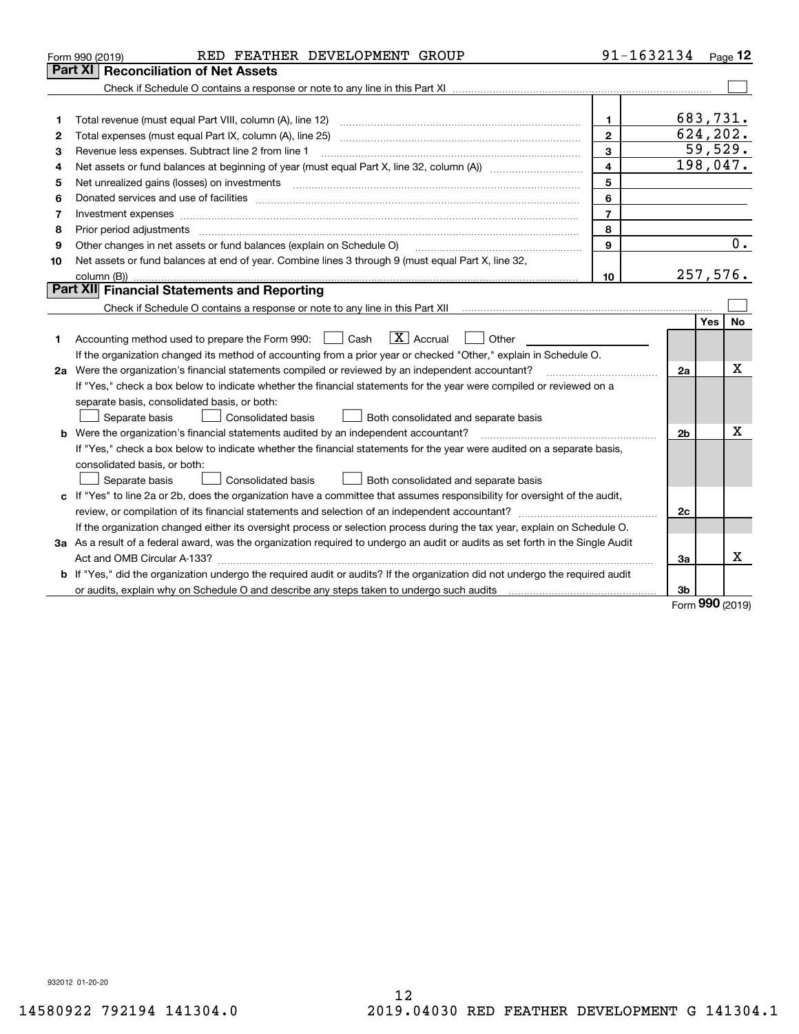Form 990 (2019) RED FEATHER DEVELOPMENT GROUP 91-1632134 Page 12

## Part XI Reconciliation of Net Assets

Check if Schedule O contains a response or note to any line in this Part XI ☐

| | | | |
|---|---|---|---|
| 1 | Total revenue (must equal Part VIII, column (A), line 12) | 1 | 683,731. |
| 2 | Total expenses (must equal Part IX, column (A), line 25) | 2 | 624,202. |
| 3 | Revenue less expenses. Subtract line 2 from line 1 | 3 | 59,529. |
| 4 | Net assets or fund balances at beginning of year (must equal Part X, line 32, column (A)) | 4 | 198,047. |
| 5 | Net unrealized gains (losses) on investments | 5 | |
| 6 | Donated services and use of facilities | 6 | |
| 7 | Investment expenses | 7 | |
| 8 | Prior period adjustments | 8 | |
| 9 | Other changes in net assets or fund balances (explain on Schedule O) | 9 | 0. |
| 10 | Net assets or fund balances at end of year. Combine lines 3 through 9 (must equal Part X, line 32, column (B)) | 10 | 257,576. |

## Part XII Financial Statements and Reporting

Check if Schedule O contains a response or note to any line in this Part XII ☐

| | | | Yes | No |
|---|---|---|---|---|
| 1 | Accounting method used to prepare the Form 990: ☐ Cash ☒ Accrual ☐ Other | | | |
| | If the organization changed its method of accounting from a prior year or checked "Other," explain in Schedule O. | | | |
| 2a | Were the organization's financial statements compiled or reviewed by an independent accountant? | 2a | | X |
| | If "Yes," check a box below to indicate whether the financial statements for the year were compiled or reviewed on a separate basis, consolidated basis, or both: ☐ Separate basis ☐ Consolidated basis ☐ Both consolidated and separate basis | | | |
| b | Were the organization's financial statements audited by an independent accountant? | 2b | | X |
| | If "Yes," check a box below to indicate whether the financial statements for the year were audited on a separate basis, consolidated basis, or both: ☐ Separate basis ☐ Consolidated basis ☐ Both consolidated and separate basis | | | |
| c | If "Yes" to line 2a or 2b, does the organization have a committee that assumes responsibility for oversight of the audit, review, or compilation of its financial statements and selection of an independent accountant? | 2c | | |
| | If the organization changed either its oversight process or selection process during the tax year, explain on Schedule O. | | | |
| 3a | As a result of a federal award, was the organization required to undergo an audit or audits as set forth in the Single Audit Act and OMB Circular A-133? | 3a | | X |
| b | If "Yes," did the organization undergo the required audit or audits? If the organization did not undergo the required audit or audits, explain why on Schedule O and describe any steps taken to undergo such audits | 3b | | |

Form 990 (2019)

932012 01-20-20

14580922 792194 141304.0 2019.04030 RED FEATHER DEVELOPMENT G 141304.1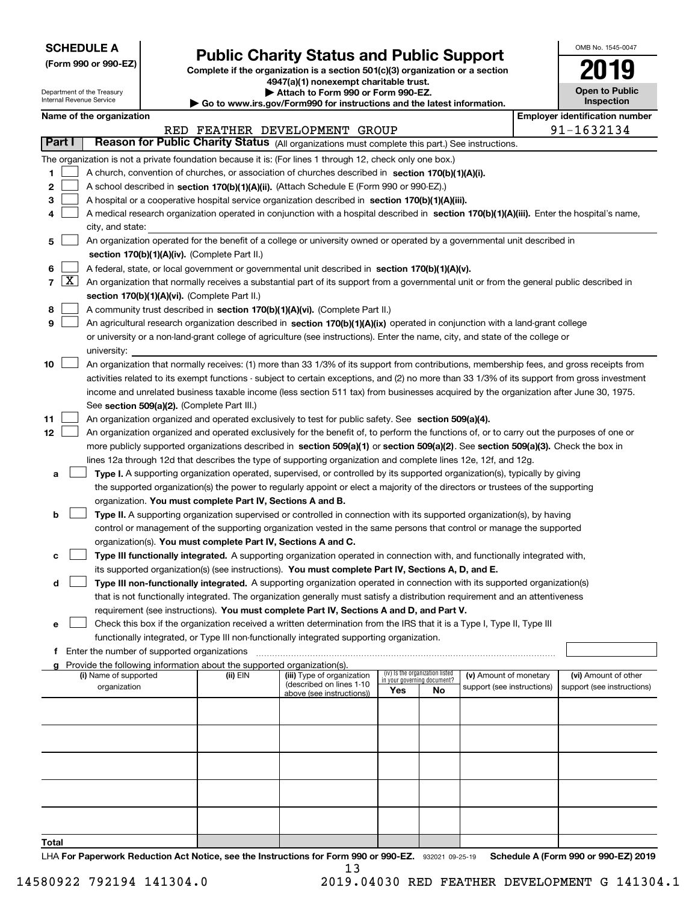**SCHEDULE A**
**(Form 990 or 990-EZ)**

Department of the Treasury
Internal Revenue Service

# Public Charity Status and Public Support

**Complete if the organization is a section 501(c)(3) organization or a section 4947(a)(1) nonexempt charitable trust.**
**▶ Attach to Form 990 or Form 990-EZ.**
**▶ Go to www.irs.gov/Form990 for instructions and the latest information.**

OMB No. 1545-0047
**2019**
**Open to Public Inspection**

**Name of the organization:** RED FEATHER DEVELOPMENT GROUP
**Employer identification number:** 91-1632134

## Part I — Reason for Public Charity Status (All organizations must complete this part.) See instructions.

The organization is not a private foundation because it is: (For lines 1 through 12, check only one box.)

1. [ ] A church, convention of churches, or association of churches described in **section 170(b)(1)(A)(i).**
2. [ ] A school described in **section 170(b)(1)(A)(ii).** (Attach Schedule E (Form 990 or 990-EZ).)
3. [ ] A hospital or a cooperative hospital service organization described in **section 170(b)(1)(A)(iii).**
4. [ ] A medical research organization operated in conjunction with a hospital described in **section 170(b)(1)(A)(iii).** Enter the hospital's name, city, and state:
5. [ ] An organization operated for the benefit of a college or university owned or operated by a governmental unit described in **section 170(b)(1)(A)(iv).** (Complete Part II.)
6. [ ] A federal, state, or local government or governmental unit described in **section 170(b)(1)(A)(v).**
7. [X] An organization that normally receives a substantial part of its support from a governmental unit or from the general public described in **section 170(b)(1)(A)(vi).** (Complete Part II.)
8. [ ] A community trust described in **section 170(b)(1)(A)(vi).** (Complete Part II.)
9. [ ] An agricultural research organization described in **section 170(b)(1)(A)(ix)** operated in conjunction with a land-grant college or university or a non-land-grant college of agriculture (see instructions). Enter the name, city, and state of the college or university:
10. [ ] An organization that normally receives: (1) more than 33 1/3% of its support from contributions, membership fees, and gross receipts from activities related to its exempt functions - subject to certain exceptions, and (2) no more than 33 1/3% of its support from gross investment income and unrelated business taxable income (less section 511 tax) from businesses acquired by the organization after June 30, 1975. See **section 509(a)(2).** (Complete Part III.)
11. [ ] An organization organized and operated exclusively to test for public safety. See **section 509(a)(4).**
12. [ ] An organization organized and operated exclusively for the benefit of, to perform the functions of, or to carry out the purposes of one or more publicly supported organizations described in **section 509(a)(1)** or **section 509(a)(2)**. See **section 509(a)(3).** Check the box in lines 12a through 12d that describes the type of supporting organization and complete lines 12e, 12f, and 12g.
   - a [ ] **Type I.** A supporting organization operated, supervised, or controlled by its supported organization(s), typically by giving the supported organization(s) the power to regularly appoint or elect a majority of the directors or trustees of the supporting organization. **You must complete Part IV, Sections A and B.**
   - b [ ] **Type II.** A supporting organization supervised or controlled in connection with its supported organization(s), by having control or management of the supporting organization vested in the same persons that control or manage the supported organization(s). **You must complete Part IV, Sections A and C.**
   - c [ ] **Type III functionally integrated.** A supporting organization operated in connection with, and functionally integrated with, its supported organization(s) (see instructions). **You must complete Part IV, Sections A, D, and E.**
   - d [ ] **Type III non-functionally integrated.** A supporting organization operated in connection with its supported organization(s) that is not functionally integrated. The organization generally must satisfy a distribution requirement and an attentiveness requirement (see instructions). **You must complete Part IV, Sections A and D, and Part V.**
   - e [ ] Check this box if the organization received a written determination from the IRS that it is a Type I, Type II, Type III functionally integrated, or Type III non-functionally integrated supporting organization.
   - f Enter the number of supported organizations
   - g Provide the following information about the supported organization(s).

| (i) Name of supported organization | (ii) EIN | (iii) Type of organization (described on lines 1-10 above (see instructions)) | (iv) Is the organization listed in your governing document? Yes | No | (v) Amount of monetary support (see instructions) | (vi) Amount of other support (see instructions) |
|---|---|---|---|---|---|---|
| | | | | | | |
| | | | | | | |
| | | | | | | |
| | | | | | | |
| | | | | | | |
| **Total** | | | | | | |

LHA **For Paperwork Reduction Act Notice, see the Instructions for Form 990 or 990-EZ.** 932021 09-25-19 **Schedule A (Form 990 or 990-EZ) 2019**

14580922 792194 141304.0 2019.04030 RED FEATHER DEVELOPMENT G 141304.1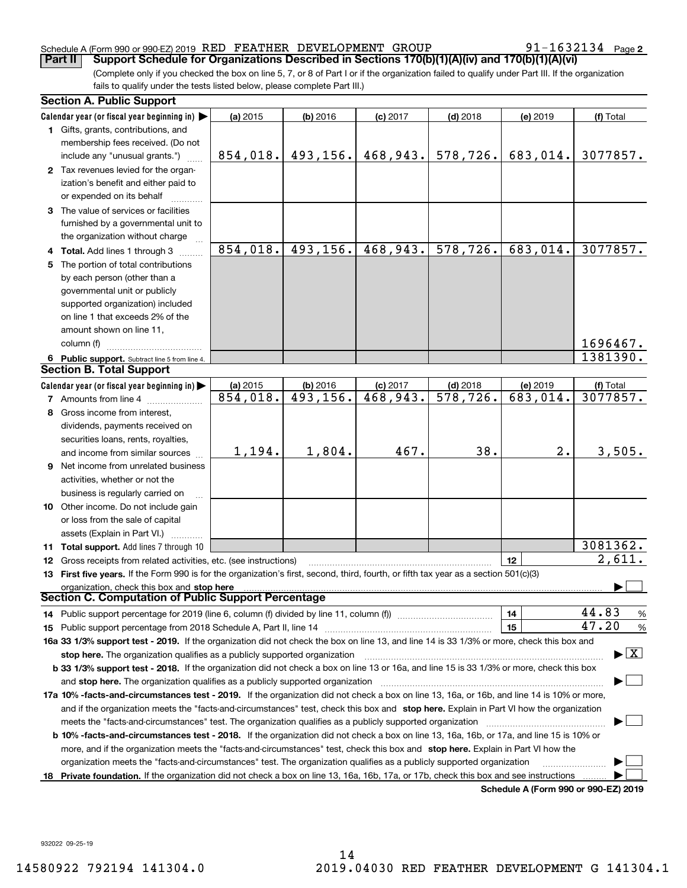Schedule A (Form 990 or 990-EZ) 2019 RED FEATHER DEVELOPMENT GROUP 91-1632134 Page 2

**Part II** **Support Schedule for Organizations Described in Sections 170(b)(1)(A)(iv) and 170(b)(1)(A)(vi)**

(Complete only if you checked the box on line 5, 7, or 8 of Part I or if the organization failed to qualify under Part III. If the organization fails to qualify under the tests listed below, please complete Part III.)

## Section A. Public Support

| Calendar year (or fiscal year beginning in) ▶ | (a) 2015 | (b) 2016 | (c) 2017 | (d) 2018 | (e) 2019 | (f) Total |
|---|---|---|---|---|---|---|
| **1** Gifts, grants, contributions, and membership fees received. (Do not include any "unusual grants.") | 854,018. | 493,156. | 468,943. | 578,726. | 683,014. | 3077857. |
| **2** Tax revenues levied for the organization's benefit and either paid to or expended on its behalf | | | | | | |
| **3** The value of services or facilities furnished by a governmental unit to the organization without charge | | | | | | |
| **4 Total.** Add lines 1 through 3 | 854,018. | 493,156. | 468,943. | 578,726. | 683,014. | 3077857. |
| **5** The portion of total contributions by each person (other than a governmental unit or publicly supported organization) included on line 1 that exceeds 2% of the amount shown on line 11, column (f) | | | | | | 1696467. |
| **6 Public support.** Subtract line 5 from line 4. | | | | | | 1381390. |

## Section B. Total Support

| Calendar year (or fiscal year beginning in) ▶ | (a) 2015 | (b) 2016 | (c) 2017 | (d) 2018 | (e) 2019 | (f) Total |
|---|---|---|---|---|---|---|
| **7** Amounts from line 4 | 854,018. | 493,156. | 468,943. | 578,726. | 683,014. | 3077857. |
| **8** Gross income from interest, dividends, payments received on securities loans, rents, royalties, and income from similar sources | 1,194. | 1,804. | 467. | 38. | 2. | 3,505. |
| **9** Net income from unrelated business activities, whether or not the business is regularly carried on | | | | | | |
| **10** Other income. Do not include gain or loss from the sale of capital assets (Explain in Part VI.) | | | | | | |
| **11 Total support.** Add lines 7 through 10 | | | | | | 3081362. |

**12** Gross receipts from related activities, etc. (see instructions) **12** 2,611.

**13 First five years.** If the Form 990 is for the organization's first, second, third, fourth, or fifth tax year as a section 501(c)(3) organization, check this box and **stop here** ▶ ☐

## Section C. Computation of Public Support Percentage

**14** Public support percentage for 2019 (line 6, column (f) divided by line 11, column (f)) **14** 44.83 %

**15** Public support percentage from 2018 Schedule A, Part II, line 14 **15** 47.20 %

**16a 33 1/3% support test - 2019.** If the organization did not check the box on line 13, and line 14 is 33 1/3% or more, check this box and **stop here.** The organization qualifies as a publicly supported organization ▶ [X]

**b 33 1/3% support test - 2018.** If the organization did not check a box on line 13 or 16a, and line 15 is 33 1/3% or more, check this box and **stop here.** The organization qualifies as a publicly supported organization ▶ ☐

**17a 10% -facts-and-circumstances test - 2019.** If the organization did not check a box on line 13, 16a, or 16b, and line 14 is 10% or more, and if the organization meets the "facts-and-circumstances" test, check this box and **stop here.** Explain in Part VI how the organization meets the "facts-and-circumstances" test. The organization qualifies as a publicly supported organization ▶ ☐

**b 10% -facts-and-circumstances test - 2018.** If the organization did not check a box on line 13, 16a, 16b, or 17a, and line 15 is 10% or more, and if the organization meets the "facts-and-circumstances" test, check this box and **stop here.** Explain in Part VI how the organization meets the "facts-and-circumstances" test. The organization qualifies as a publicly supported organization ▶ ☐

**18 Private foundation.** If the organization did not check a box on line 13, 16a, 16b, 17a, or 17b, check this box and see instructions ▶ ☐

**Schedule A (Form 990 or 990-EZ) 2019**

932022 09-25-19

14580922 792194 141304.0 2019.04030 RED FEATHER DEVELOPMENT G 141304.1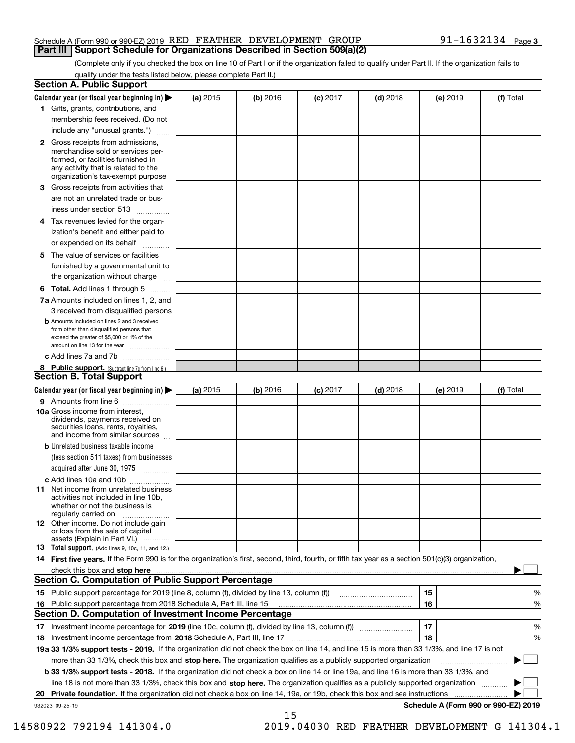Schedule A (Form 990 or 990-EZ) 2019 RED FEATHER DEVELOPMENT GROUP 91-1632134 Page 3

## Part III Support Schedule for Organizations Described in Section 509(a)(2)

(Complete only if you checked the box on line 10 of Part I or if the organization failed to qualify under Part II. If the organization fails to qualify under the tests listed below, please complete Part II.)

### Section A. Public Support

| Calendar year (or fiscal year beginning in) ▶ | (a) 2015 | (b) 2016 | (c) 2017 | (d) 2018 | (e) 2019 | (f) Total |
|---|---|---|---|---|---|---|
| 1 Gifts, grants, contributions, and membership fees received. (Do not include any "unusual grants.") | | | | | | |
| 2 Gross receipts from admissions, merchandise sold or services performed, or facilities furnished in any activity that is related to the organization's tax-exempt purpose | | | | | | |
| 3 Gross receipts from activities that are not an unrelated trade or business under section 513 | | | | | | |
| 4 Tax revenues levied for the organization's benefit and either paid to or expended on its behalf | | | | | | |
| 5 The value of services or facilities furnished by a governmental unit to the organization without charge | | | | | | |
| 6 **Total.** Add lines 1 through 5 | | | | | | |
| 7a Amounts included on lines 1, 2, and 3 received from disqualified persons | | | | | | |
| b Amounts included on lines 2 and 3 received from other than disqualified persons that exceed the greater of $5,000 or 1% of the amount on line 13 for the year | | | | | | |
| c Add lines 7a and 7b | | | | | | |
| 8 **Public support.** (Subtract line 7c from line 6.) | | | | | | |

### Section B. Total Support

| Calendar year (or fiscal year beginning in) ▶ | (a) 2015 | (b) 2016 | (c) 2017 | (d) 2018 | (e) 2019 | (f) Total |
|---|---|---|---|---|---|---|
| 9 Amounts from line 6 | | | | | | |
| 10a Gross income from interest, dividends, payments received on securities loans, rents, royalties, and income from similar sources | | | | | | |
| b Unrelated business taxable income (less section 511 taxes) from businesses acquired after June 30, 1975 | | | | | | |
| c Add lines 10a and 10b | | | | | | |
| 11 Net income from unrelated business activities not included in line 10b, whether or not the business is regularly carried on | | | | | | |
| 12 Other income. Do not include gain or loss from the sale of capital assets (Explain in Part VI.) | | | | | | |
| 13 **Total support.** (Add lines 9, 10c, 11, and 12.) | | | | | | |

14 **First five years.** If the Form 990 is for the organization's first, second, third, fourth, or fifth tax year as a section 501(c)(3) organization, check this box and **stop here** ▶ ☐

### Section C. Computation of Public Support Percentage

| | | |
|---|---|---|
| 15 Public support percentage for 2019 (line 8, column (f), divided by line 13, column (f)) | 15 | % |
| 16 Public support percentage from 2018 Schedule A, Part III, line 15 | 16 | % |

### Section D. Computation of Investment Income Percentage

| | | |
|---|---|---|
| 17 Investment income percentage for **2019** (line 10c, column (f), divided by line 13, column (f)) | 17 | % |
| 18 Investment income percentage from **2018** Schedule A, Part III, line 17 | 18 | % |

**19a 33 1/3% support tests - 2019.** If the organization did not check the box on line 14, and line 15 is more than 33 1/3%, and line 17 is not more than 33 1/3%, check this box and **stop here.** The organization qualifies as a publicly supported organization ▶ ☐

**b 33 1/3% support tests - 2018.** If the organization did not check a box on line 14 or line 19a, and line 16 is more than 33 1/3%, and line 18 is not more than 33 1/3%, check this box and **stop here.** The organization qualifies as a publicly supported organization ▶ ☐

**20 Private foundation.** If the organization did not check a box on line 14, 19a, or 19b, check this box and see instructions ▶ ☐

932023 09-25-19 **Schedule A (Form 990 or 990-EZ) 2019**

14580922 792194 141304.0 2019.04030 RED FEATHER DEVELOPMENT G 141304.1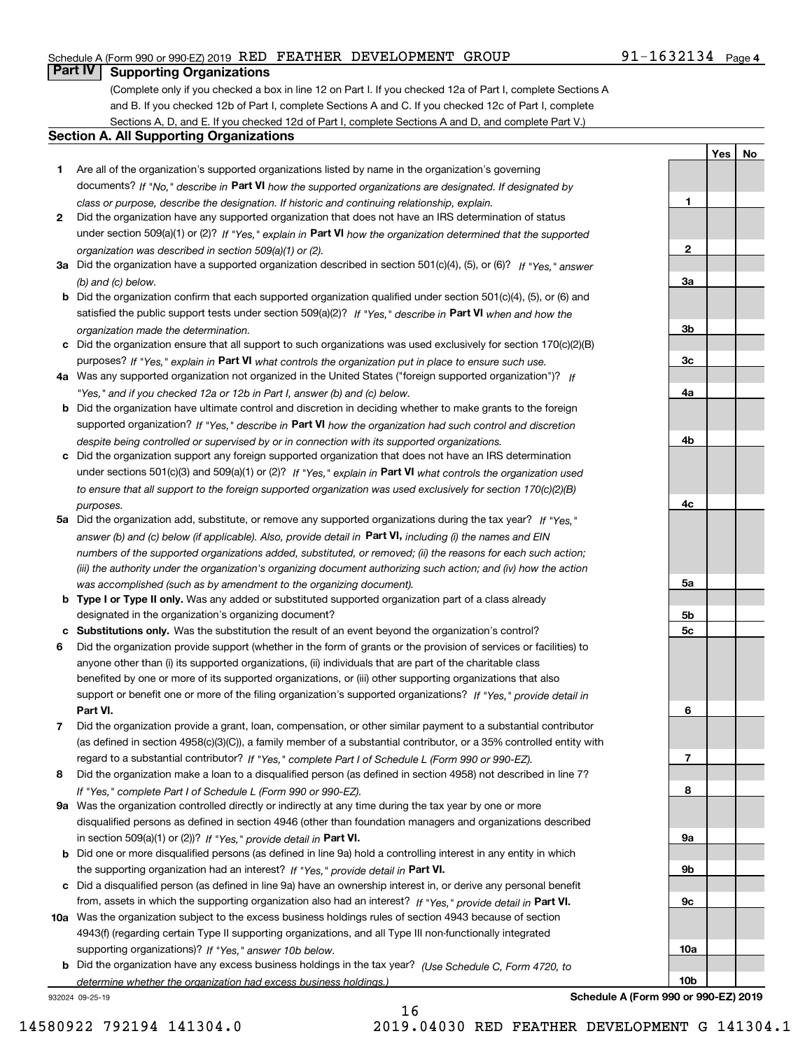## Part IV Supporting Organizations

(Complete only if you checked a box in line 12 on Part I. If you checked 12a of Part I, complete Sections A and B. If you checked 12b of Part I, complete Sections A and C. If you checked 12c of Part I, complete Sections A, D, and E. If you checked 12d of Part I, complete Sections A and D, and complete Part V.)

### Section A. All Supporting Organizations

| | | Line | Yes | No |
|---|---|---|---|---|
| **1** | Are all of the organization's supported organizations listed by name in the organization's governing documents? *If "No," describe in* **Part VI** *how the supported organizations are designated. If designated by class or purpose, describe the designation. If historic and continuing relationship, explain.* | **1** | | |
| **2** | Did the organization have any supported organization that does not have an IRS determination of status under section 509(a)(1) or (2)? *If "Yes," explain in* **Part VI** *how the organization determined that the supported organization was described in section 509(a)(1) or (2).* | **2** | | |
| **3a** | Did the organization have a supported organization described in section 501(c)(4), (5), or (6)? *If "Yes," answer (b) and (c) below.* | **3a** | | |
| **b** | Did the organization confirm that each supported organization qualified under section 501(c)(4), (5), or (6) and satisfied the public support tests under section 509(a)(2)? *If "Yes," describe in* **Part VI** *when and how the organization made the determination.* | **3b** | | |
| **c** | Did the organization ensure that all support to such organizations was used exclusively for section 170(c)(2)(B) purposes? *If "Yes," explain in* **Part VI** *what controls the organization put in place to ensure such use.* | **3c** | | |
| **4a** | Was any supported organization not organized in the United States ("foreign supported organization")? *If "Yes," and if you checked 12a or 12b in Part I, answer (b) and (c) below.* | **4a** | | |
| **b** | Did the organization have ultimate control and discretion in deciding whether to make grants to the foreign supported organization? *If "Yes," describe in* **Part VI** *how the organization had such control and discretion despite being controlled or supervised by or in connection with its supported organizations.* | **4b** | | |
| **c** | Did the organization support any foreign supported organization that does not have an IRS determination under sections 501(c)(3) and 509(a)(1) or (2)? *If "Yes," explain in* **Part VI** *what controls the organization used to ensure that all support to the foreign supported organization was used exclusively for section 170(c)(2)(B) purposes.* | **4c** | | |
| **5a** | Did the organization add, substitute, or remove any supported organizations during the tax year? *If "Yes," answer (b) and (c) below (if applicable). Also, provide detail in* **Part VI,** *including (i) the names and EIN numbers of the supported organizations added, substituted, or removed; (ii) the reasons for each such action; (iii) the authority under the organization's organizing document authorizing such action; and (iv) how the action was accomplished (such as by amendment to the organizing document).* | **5a** | | |
| **b** | **Type I or Type II only.** Was any added or substituted supported organization part of a class already designated in the organization's organizing document? | **5b** | | |
| **c** | **Substitutions only.** Was the substitution the result of an event beyond the organization's control? | **5c** | | |
| **6** | Did the organization provide support (whether in the form of grants or the provision of services or facilities) to anyone other than (i) its supported organizations, (ii) individuals that are part of the charitable class benefited by one or more of its supported organizations, or (iii) other supporting organizations that also support or benefit one or more of the filing organization's supported organizations? *If "Yes," provide detail in* **Part VI.** | **6** | | |
| **7** | Did the organization provide a grant, loan, compensation, or other similar payment to a substantial contributor (as defined in section 4958(c)(3)(C)), a family member of a substantial contributor, or a 35% controlled entity with regard to a substantial contributor? *If "Yes," complete Part I of Schedule L (Form 990 or 990-EZ).* | **7** | | |
| **8** | Did the organization make a loan to a disqualified person (as defined in section 4958) not described in line 7? *If "Yes," complete Part I of Schedule L (Form 990 or 990-EZ).* | **8** | | |
| **9a** | Was the organization controlled directly or indirectly at any time during the tax year by one or more disqualified persons as defined in section 4946 (other than foundation managers and organizations described in section 509(a)(1) or (2))? *If "Yes," provide detail in* **Part VI.** | **9a** | | |
| **b** | Did one or more disqualified persons (as defined in line 9a) hold a controlling interest in any entity in which the supporting organization had an interest? *If "Yes," provide detail in* **Part VI.** | **9b** | | |
| **c** | Did a disqualified person (as defined in line 9a) have an ownership interest in, or derive any personal benefit from, assets in which the supporting organization also had an interest? *If "Yes," provide detail in* **Part VI.** | **9c** | | |
| **10a** | Was the organization subject to the excess business holdings rules of section 4943 because of section 4943(f) (regarding certain Type II supporting organizations, and all Type III non-functionally integrated supporting organizations)? *If "Yes," answer 10b below.* | **10a** | | |
| **b** | Did the organization have any excess business holdings in the tax year? *(Use Schedule C, Form 4720, to determine whether the organization had excess business holdings.)* | **10b** | | |

932024 09-25-19 **Schedule A (Form 990 or 990-EZ) 2019**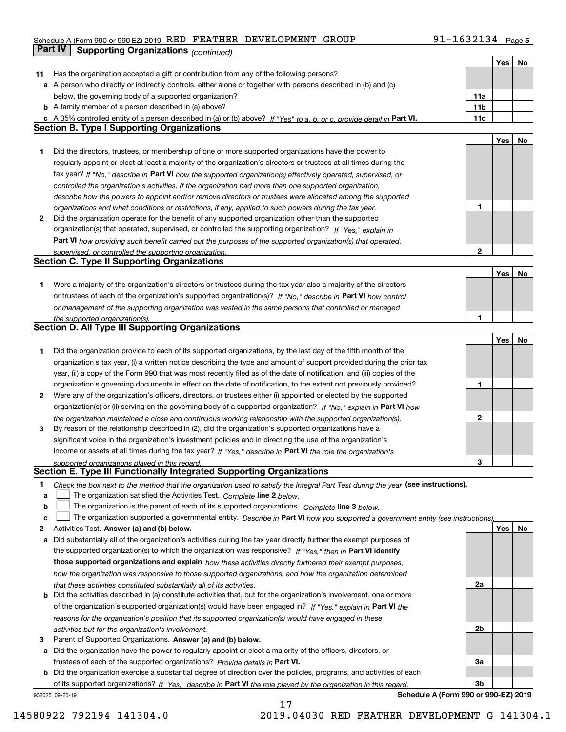Schedule A (Form 990 or 990-EZ) 2019 RED FEATHER DEVELOPMENT GROUP 91-1632134 Page 5

**Part IV | Supporting Organizations** *(continued)*

| | | | Yes | No |
|---|---|---|---|---|
| **11** | Has the organization accepted a gift or contribution from any of the following persons? | | | |
| **a** | A person who directly or indirectly controls, either alone or together with persons described in (b) and (c) below, the governing body of a supported organization? | **11a** | | |
| **b** | A family member of a person described in (a) above? | **11b** | | |
| **c** | A 35% controlled entity of a person described in (a) or (b) above? *If "Yes" to a, b, or c, provide detail in* **Part VI.** | **11c** | | |

**Section B. Type I Supporting Organizations**

| | | | Yes | No |
|---|---|---|---|---|
| **1** | Did the directors, trustees, or membership of one or more supported organizations have the power to regularly appoint or elect at least a majority of the organization's directors or trustees at all times during the tax year? *If "No," describe in* **Part VI** *how the supported organization(s) effectively operated, supervised, or controlled the organization's activities. If the organization had more than one supported organization, describe how the powers to appoint and/or remove directors or trustees were allocated among the supported organizations and what conditions or restrictions, if any, applied to such powers during the tax year.* | **1** | | |
| **2** | Did the organization operate for the benefit of any supported organization other than the supported organization(s) that operated, supervised, or controlled the supporting organization? *If "Yes," explain in* **Part VI** *how providing such benefit carried out the purposes of the supported organization(s) that operated, supervised, or controlled the supporting organization.* | **2** | | |

**Section C. Type II Supporting Organizations**

| | | | Yes | No |
|---|---|---|---|---|
| **1** | Were a majority of the organization's directors or trustees during the tax year also a majority of the directors or trustees of each of the organization's supported organization(s)? *If "No," describe in* **Part VI** *how control or management of the supporting organization was vested in the same persons that controlled or managed the supported organization(s).* | **1** | | |

**Section D. All Type III Supporting Organizations**

| | | | Yes | No |
|---|---|---|---|---|
| **1** | Did the organization provide to each of its supported organizations, by the last day of the fifth month of the organization's tax year, (i) a written notice describing the type and amount of support provided during the prior tax year, (ii) a copy of the Form 990 that was most recently filed as of the date of notification, and (iii) copies of the organization's governing documents in effect on the date of notification, to the extent not previously provided? | **1** | | |
| **2** | Were any of the organization's officers, directors, or trustees either (i) appointed or elected by the supported organization(s) or (ii) serving on the governing body of a supported organization? *If "No," explain in* **Part VI** *how the organization maintained a close and continuous working relationship with the supported organization(s).* | **2** | | |
| **3** | By reason of the relationship described in (2), did the organization's supported organizations have a significant voice in the organization's investment policies and in directing the use of the organization's income or assets at all times during the tax year? *If "Yes," describe in* **Part VI** *the role the organization's supported organizations played in this regard.* | **3** | | |

**Section E. Type III Functionally Integrated Supporting Organizations**

**1** *Check the box next to the method that the organization used to satisfy the Integral Part Test during the year* **(see instructions).**

**a** ☐ The organization satisfied the Activities Test. *Complete* **line 2** *below.*

**b** ☐ The organization is the parent of each of its supported organizations. *Complete* **line 3** *below.*

**c** ☐ The organization supported a governmental entity. *Describe in* **Part VI** *how you supported a government entity (see instructions).*

| | | | Yes | No |
|---|---|---|---|---|
| **2** | Activities Test. **Answer (a) and (b) below.** | | | |
| **a** | Did substantially all of the organization's activities during the tax year directly further the exempt purposes of the supported organization(s) to which the organization was responsive? *If "Yes," then in* **Part VI identify those supported organizations and explain** *how these activities directly furthered their exempt purposes, how the organization was responsive to those supported organizations, and how the organization determined that these activities constituted substantially all of its activities.* | **2a** | | |
| **b** | Did the activities described in (a) constitute activities that, but for the organization's involvement, one or more of the organization's supported organization(s) would have been engaged in? *If "Yes," explain in* **Part VI** *the reasons for the organization's position that its supported organization(s) would have engaged in these activities but for the organization's involvement.* | **2b** | | |
| **3** | Parent of Supported Organizations. **Answer (a) and (b) below.** | | | |
| **a** | Did the organization have the power to regularly appoint or elect a majority of the officers, directors, or trustees of each of the supported organizations? *Provide details in* **Part VI.** | **3a** | | |
| **b** | Did the organization exercise a substantial degree of direction over the policies, programs, and activities of each of its supported organizations? *If "Yes," describe in* **Part VI** *the role played by the organization in this regard.* | **3b** | | |

932025 09-25-19 **Schedule A (Form 990 or 990-EZ) 2019**

14580922 792194 141304.0 2019.04030 RED FEATHER DEVELOPMENT G 141304.1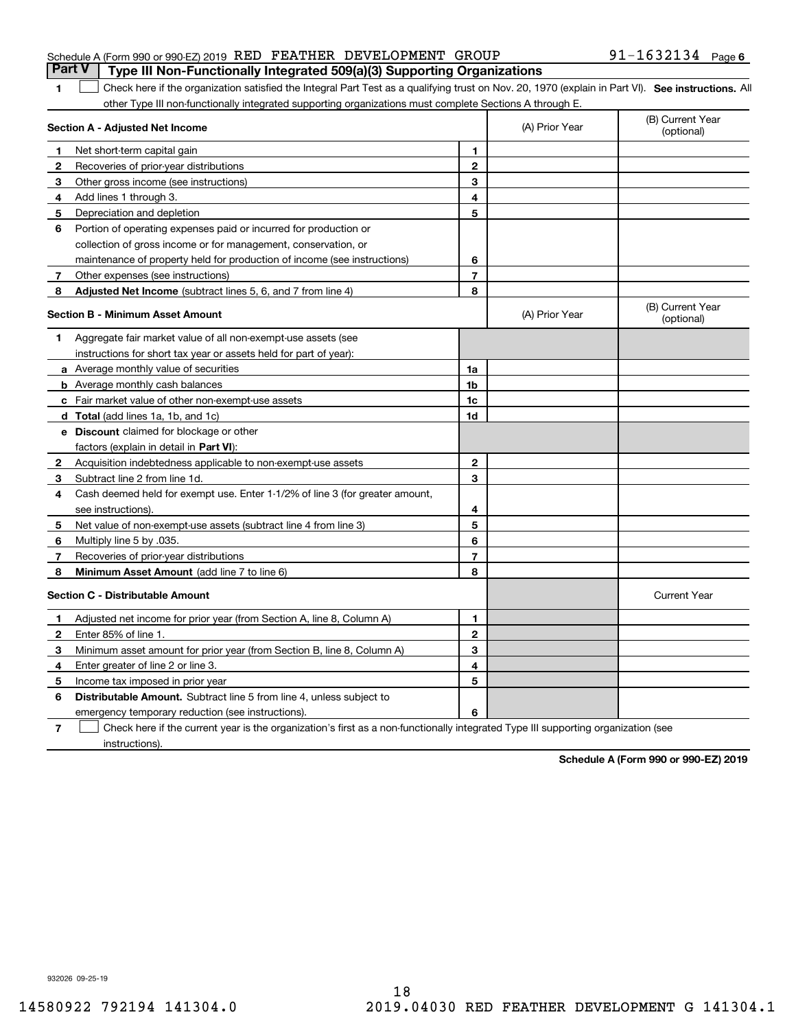Schedule A (Form 990 or 990-EZ) 2019 RED FEATHER DEVELOPMENT GROUP 91-1632134 Page 6

## Part V | Type III Non-Functionally Integrated 509(a)(3) Supporting Organizations

**1** ☐ Check here if the organization satisfied the Integral Part Test as a qualifying trust on Nov. 20, 1970 (explain in Part VI). **See instructions.** All other Type III non-functionally integrated supporting organizations must complete Sections A through E.

| **Section A - Adjusted Net Income** | | | (A) Prior Year | (B) Current Year (optional) |
|---|---|---|---|---|
| **1** | Net short-term capital gain | **1** | | |
| **2** | Recoveries of prior-year distributions | **2** | | |
| **3** | Other gross income (see instructions) | **3** | | |
| **4** | Add lines 1 through 3. | **4** | | |
| **5** | Depreciation and depletion | **5** | | |
| **6** | Portion of operating expenses paid or incurred for production or collection of gross income or for management, conservation, or maintenance of property held for production of income (see instructions) | **6** | | |
| **7** | Other expenses (see instructions) | **7** | | |
| **8** | **Adjusted Net Income** (subtract lines 5, 6, and 7 from line 4) | **8** | | |

| **Section B - Minimum Asset Amount** | | | (A) Prior Year | (B) Current Year (optional) |
|---|---|---|---|---|
| **1** | Aggregate fair market value of all non-exempt-use assets (see instructions for short tax year or assets held for part of year): | | | |
| **a** | Average monthly value of securities | **1a** | | |
| **b** | Average monthly cash balances | **1b** | | |
| **c** | Fair market value of other non-exempt-use assets | **1c** | | |
| **d** | **Total** (add lines 1a, 1b, and 1c) | **1d** | | |
| **e** | **Discount** claimed for blockage or other factors (explain in detail in **Part VI**): | | | |
| **2** | Acquisition indebtedness applicable to non-exempt-use assets | **2** | | |
| **3** | Subtract line 2 from line 1d. | **3** | | |
| **4** | Cash deemed held for exempt use. Enter 1-1/2% of line 3 (for greater amount, see instructions). | **4** | | |
| **5** | Net value of non-exempt-use assets (subtract line 4 from line 3) | **5** | | |
| **6** | Multiply line 5 by .035. | **6** | | |
| **7** | Recoveries of prior-year distributions | **7** | | |
| **8** | **Minimum Asset Amount** (add line 7 to line 6) | **8** | | |

| **Section C - Distributable Amount** | | | | Current Year |
|---|---|---|---|---|
| **1** | Adjusted net income for prior year (from Section A, line 8, Column A) | **1** | | |
| **2** | Enter 85% of line 1. | **2** | | |
| **3** | Minimum asset amount for prior year (from Section B, line 8, Column A) | **3** | | |
| **4** | Enter greater of line 2 or line 3. | **4** | | |
| **5** | Income tax imposed in prior year | **5** | | |
| **6** | **Distributable Amount.** Subtract line 5 from line 4, unless subject to emergency temporary reduction (see instructions). | **6** | | |

**7** ☐ Check here if the current year is the organization's first as a non-functionally integrated Type III supporting organization (see instructions).

**Schedule A (Form 990 or 990-EZ) 2019**

932026 09-25-19

14580922 792194 141304.0 2019.04030 RED FEATHER DEVELOPMENT G 141304.1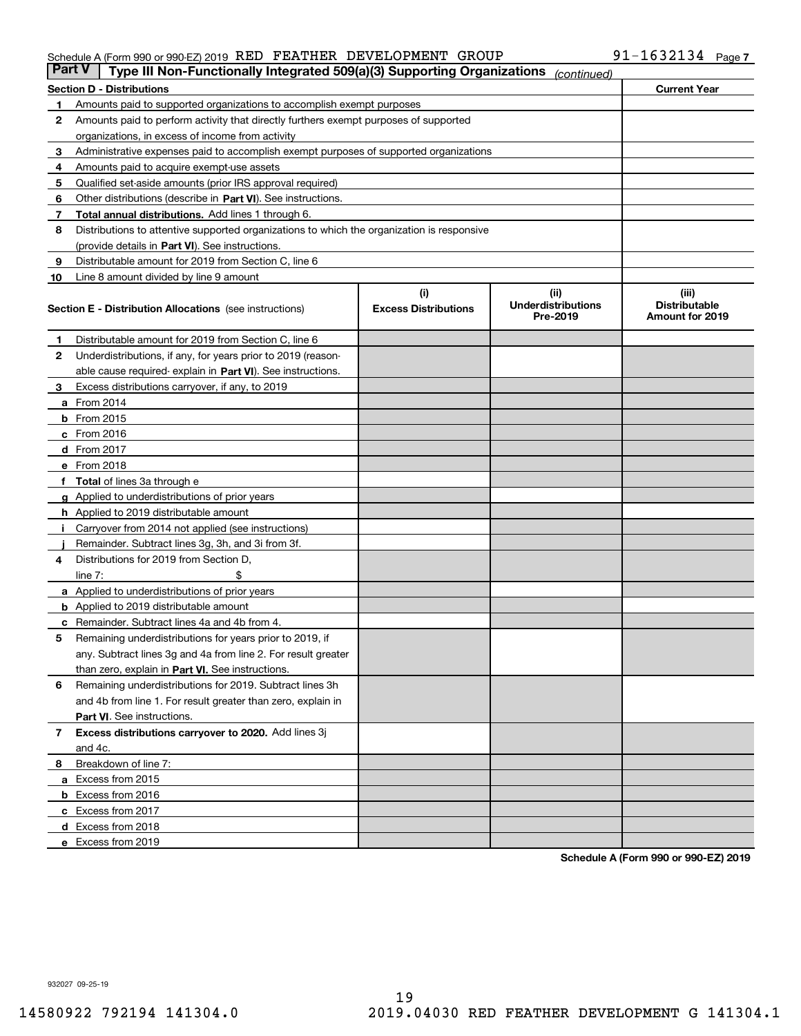Schedule A (Form 990 or 990-EZ) 2019 RED FEATHER DEVELOPMENT GROUP 91-1632134 Page 7

## Part V Type III Non-Functionally Integrated 509(a)(3) Supporting Organizations *(continued)*

| Section D - Distributions | | Current Year |
|---|---|---|
| 1 | Amounts paid to supported organizations to accomplish exempt purposes | |
| 2 | Amounts paid to perform activity that directly furthers exempt purposes of supported organizations, in excess of income from activity | |
| 3 | Administrative expenses paid to accomplish exempt purposes of supported organizations | |
| 4 | Amounts paid to acquire exempt-use assets | |
| 5 | Qualified set-aside amounts (prior IRS approval required) | |
| 6 | Other distributions (describe in **Part VI**). See instructions. | |
| 7 | **Total annual distributions.** Add lines 1 through 6. | |
| 8 | Distributions to attentive supported organizations to which the organization is responsive (provide details in **Part VI**). See instructions. | |
| 9 | Distributable amount for 2019 from Section C, line 6 | |
| 10 | Line 8 amount divided by line 9 amount | |

| Section E - Distribution Allocations (see instructions) | (i) Excess Distributions | (ii) Underdistributions Pre-2019 | (iii) Distributable Amount for 2019 |
|---|---|---|---|
| 1 Distributable amount for 2019 from Section C, line 6 | | | |
| 2 Underdistributions, if any, for years prior to 2019 (reasonable cause required- explain in **Part VI**). See instructions. | | | |
| 3 Excess distributions carryover, if any, to 2019 | | | |
| a From 2014 | | | |
| b From 2015 | | | |
| c From 2016 | | | |
| d From 2017 | | | |
| e From 2018 | | | |
| f **Total** of lines 3a through e | | | |
| g Applied to underdistributions of prior years | | | |
| h Applied to 2019 distributable amount | | | |
| i Carryover from 2014 not applied (see instructions) | | | |
| j Remainder. Subtract lines 3g, 3h, and 3i from 3f. | | | |
| 4 Distributions for 2019 from Section D, line 7: $ | | | |
| a Applied to underdistributions of prior years | | | |
| b Applied to 2019 distributable amount | | | |
| c Remainder. Subtract lines 4a and 4b from 4. | | | |
| 5 Remaining underdistributions for years prior to 2019, if any. Subtract lines 3g and 4a from line 2. For result greater than zero, explain in **Part VI.** See instructions. | | | |
| 6 Remaining underdistributions for 2019. Subtract lines 3h and 4b from line 1. For result greater than zero, explain in **Part VI**. See instructions. | | | |
| 7 **Excess distributions carryover to 2020.** Add lines 3j and 4c. | | | |
| 8 Breakdown of line 7: | | | |
| a Excess from 2015 | | | |
| b Excess from 2016 | | | |
| c Excess from 2017 | | | |
| d Excess from 2018 | | | |
| e Excess from 2019 | | | |

**Schedule A (Form 990 or 990-EZ) 2019**

932027 09-25-19

14580922 792194 141304.0 2019.04030 RED FEATHER DEVELOPMENT G 141304.1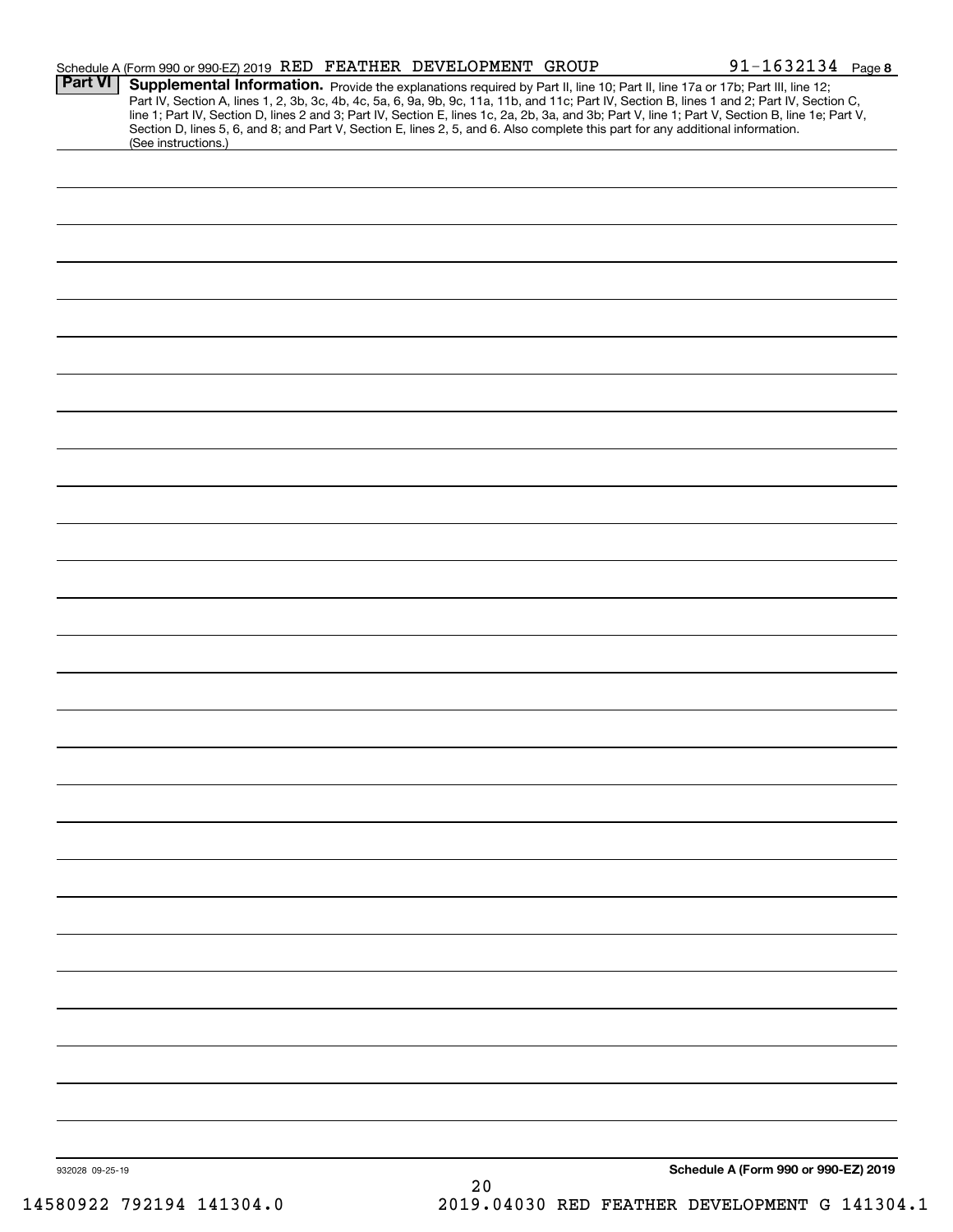Schedule A (Form 990 or 990-EZ) 2019 RED FEATHER DEVELOPMENT GROUP 91-1632134 Page 8

**Part VI** **Supplemental Information.** Provide the explanations required by Part II, line 10; Part II, line 17a or 17b; Part III, line 12; Part IV, Section A, lines 1, 2, 3b, 3c, 4b, 4c, 5a, 6, 9a, 9b, 9c, 11a, 11b, and 11c; Part IV, Section B, lines 1 and 2; Part IV, Section C, line 1; Part IV, Section D, lines 2 and 3; Part IV, Section E, lines 1c, 2a, 2b, 3a, and 3b; Part V, line 1; Part V, Section B, line 1e; Part V, Section D, lines 5, 6, and 8; and Part V, Section E, lines 2, 5, and 6. Also complete this part for any additional information. (See instructions.)

932028 09-25-19

**Schedule A (Form 990 or 990-EZ) 2019**

14580922 792194 141304.0 2019.04030 RED FEATHER DEVELOPMENT G 141304.1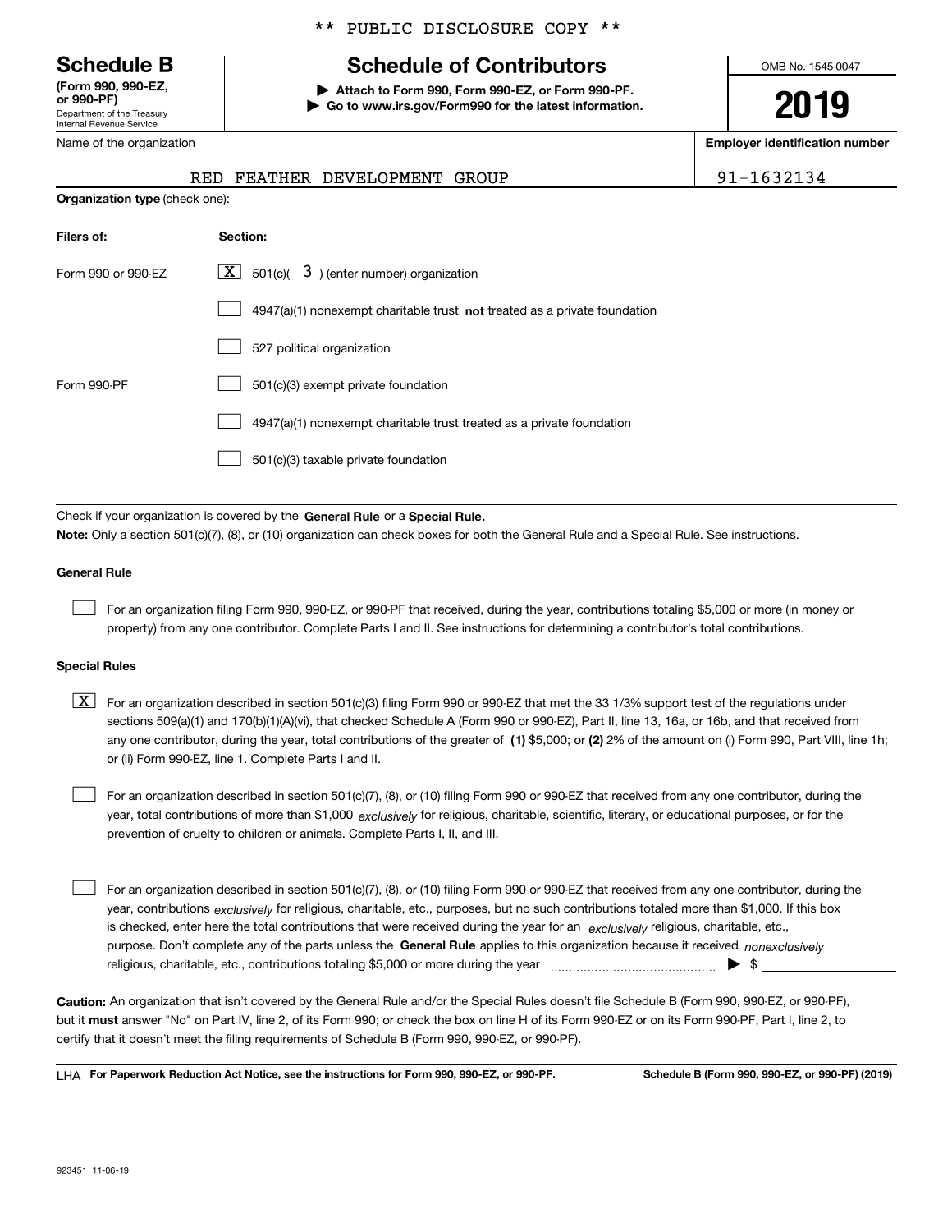** PUBLIC DISCLOSURE COPY **

**Schedule B**
**(Form 990, 990-EZ, or 990-PF)**
Department of the Treasury
Internal Revenue Service

# Schedule of Contributors

▶ Attach to Form 990, Form 990-EZ, or Form 990-PF.
▶ Go to www.irs.gov/Form990 for the latest information.

OMB No. 1545-0047

**2019**

Name of the organization: RED FEATHER DEVELOPMENT GROUP

**Employer identification number:** 91-1632134

**Organization type** (check one):

| Filers of: | Section: |
|---|---|
| Form 990 or 990-EZ | [X] 501(c)( 3 ) (enter number) organization |
| | [ ] 4947(a)(1) nonexempt charitable trust **not** treated as a private foundation |
| | [ ] 527 political organization |
| Form 990-PF | [ ] 501(c)(3) exempt private foundation |
| | [ ] 4947(a)(1) nonexempt charitable trust treated as a private foundation |
| | [ ] 501(c)(3) taxable private foundation |

Check if your organization is covered by the **General Rule** or a **Special Rule.**

**Note:** Only a section 501(c)(7), (8), or (10) organization can check boxes for both the General Rule and a Special Rule. See instructions.

**General Rule**

[ ] For an organization filing Form 990, 990-EZ, or 990-PF that received, during the year, contributions totaling $5,000 or more (in money or property) from any one contributor. Complete Parts I and II. See instructions for determining a contributor's total contributions.

**Special Rules**

[X] For an organization described in section 501(c)(3) filing Form 990 or 990-EZ that met the 33 1/3% support test of the regulations under sections 509(a)(1) and 170(b)(1)(A)(vi), that checked Schedule A (Form 990 or 990-EZ), Part II, line 13, 16a, or 16b, and that received from any one contributor, during the year, total contributions of the greater of **(1)** $5,000; or **(2)** 2% of the amount on (i) Form 990, Part VIII, line 1h; or (ii) Form 990-EZ, line 1. Complete Parts I and II.

[ ] For an organization described in section 501(c)(7), (8), or (10) filing Form 990 or 990-EZ that received from any one contributor, during the year, total contributions of more than $1,000 *exclusively* for religious, charitable, scientific, literary, or educational purposes, or for the prevention of cruelty to children or animals. Complete Parts I, II, and III.

[ ] For an organization described in section 501(c)(7), (8), or (10) filing Form 990 or 990-EZ that received from any one contributor, during the year, contributions *exclusively* for religious, charitable, etc., purposes, but no such contributions totaled more than $1,000. If this box is checked, enter here the total contributions that were received during the year for an *exclusively* religious, charitable, etc., purpose. Don't complete any of the parts unless the **General Rule** applies to this organization because it received *nonexclusively* religious, charitable, etc., contributions totaling $5,000 or more during the year ▶ $ ____________

**Caution:** An organization that isn't covered by the General Rule and/or the Special Rules doesn't file Schedule B (Form 990, 990-EZ, or 990-PF), but it **must** answer "No" on Part IV, line 2, of its Form 990; or check the box on line H of its Form 990-EZ or on its Form 990-PF, Part I, line 2, to certify that it doesn't meet the filing requirements of Schedule B (Form 990, 990-EZ, or 990-PF).

LHA **For Paperwork Reduction Act Notice, see the instructions for Form 990, 990-EZ, or 990-PF.** **Schedule B (Form 990, 990-EZ, or 990-PF) (2019)**

923451 11-06-19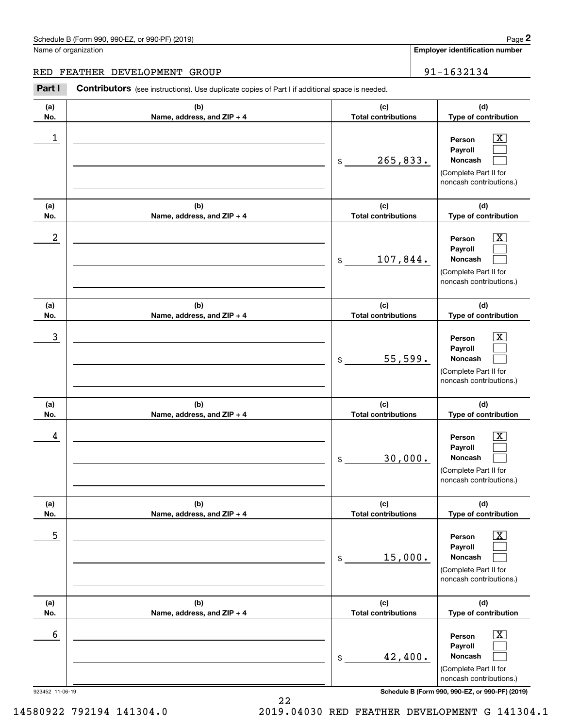Schedule B (Form 990, 990-EZ, or 990-PF) (2019)

Name of organization: RED FEATHER DEVELOPMENT GROUP

Employer identification number: 91-1632134

**Part I** **Contributors** (see instructions). Use duplicate copies of Part I if additional space is needed.

| (a) No. | (b) Name, address, and ZIP + 4 | (c) Total contributions | (d) Type of contribution |
|---|---|---|---|
| 1 | | $ 265,833. | Person [X] Payroll [ ] Noncash [ ] (Complete Part II for noncash contributions.) |
| 2 | | $ 107,844. | Person [X] Payroll [ ] Noncash [ ] (Complete Part II for noncash contributions.) |
| 3 | | $ 55,599. | Person [X] Payroll [ ] Noncash [ ] (Complete Part II for noncash contributions.) |
| 4 | | $ 30,000. | Person [X] Payroll [ ] Noncash [ ] (Complete Part II for noncash contributions.) |
| 5 | | $ 15,000. | Person [X] Payroll [ ] Noncash [ ] (Complete Part II for noncash contributions.) |
| 6 | | $ 42,400. | Person [X] Payroll [ ] Noncash [ ] (Complete Part II for noncash contributions.) |

923452 11-06-19

Schedule B (Form 990, 990-EZ, or 990-PF) (2019)

14580922 792194 141304.0 2019.04030 RED FEATHER DEVELOPMENT G 141304.1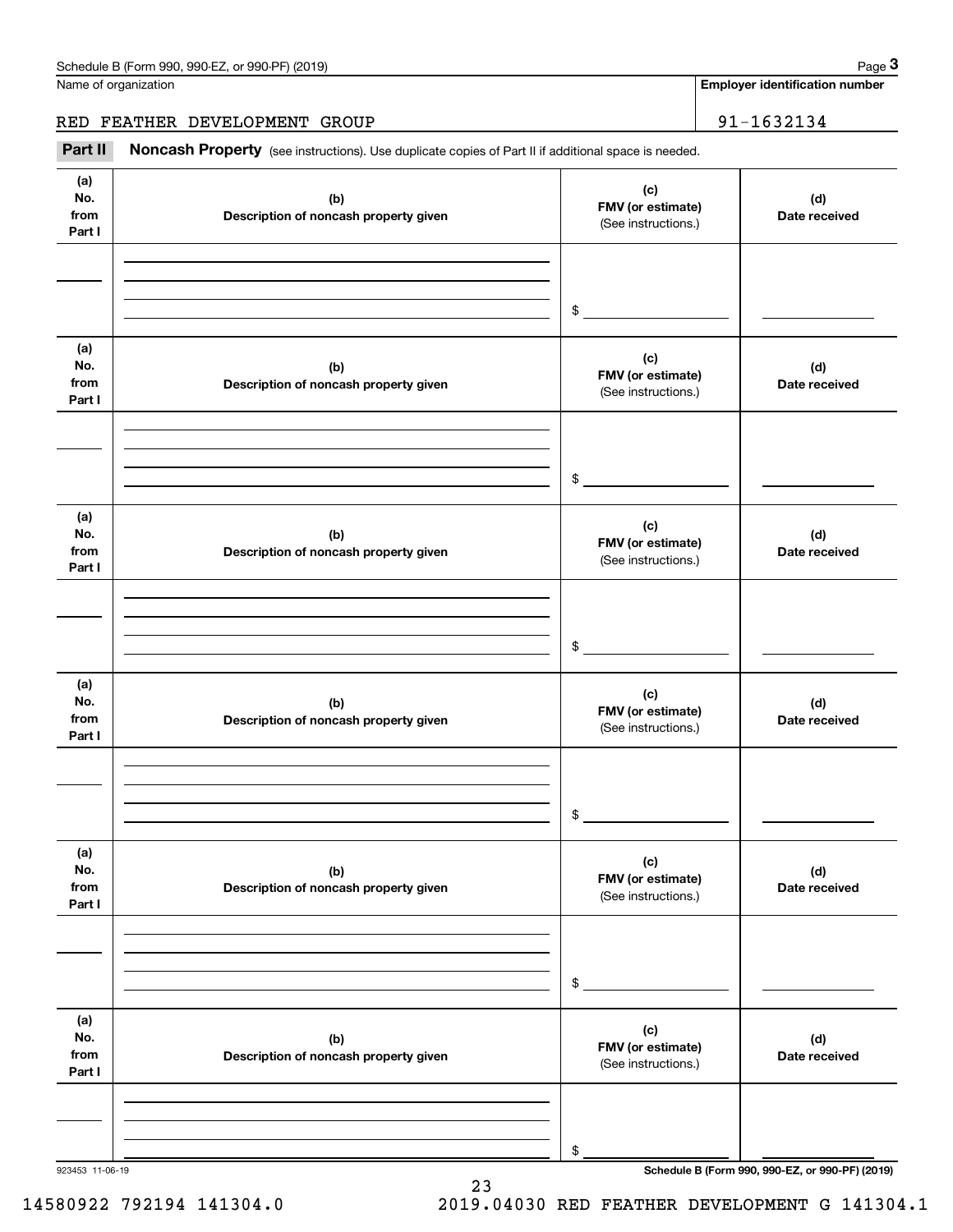Name of organization

RED FEATHER DEVELOPMENT GROUP

**Employer identification number**

91-1632134

**Part II** **Noncash Property** (see instructions). Use duplicate copies of Part II if additional space is needed.

| (a) No. from Part I | (b) Description of noncash property given | (c) FMV (or estimate) (See instructions.) | (d) Date received |
|---|---|---|---|
| | | $ | |

| (a) No. from Part I | (b) Description of noncash property given | (c) FMV (or estimate) (See instructions.) | (d) Date received |
|---|---|---|---|
| | | $ | |

| (a) No. from Part I | (b) Description of noncash property given | (c) FMV (or estimate) (See instructions.) | (d) Date received |
|---|---|---|---|
| | | $ | |

| (a) No. from Part I | (b) Description of noncash property given | (c) FMV (or estimate) (See instructions.) | (d) Date received |
|---|---|---|---|
| | | $ | |

| (a) No. from Part I | (b) Description of noncash property given | (c) FMV (or estimate) (See instructions.) | (d) Date received |
|---|---|---|---|
| | | $ | |

| (a) No. from Part I | (b) Description of noncash property given | (c) FMV (or estimate) (See instructions.) | (d) Date received |
|---|---|---|---|
| | | $ | |

923453 11-06-19

**Schedule B (Form 990, 990-EZ, or 990-PF) (2019)**

14580922 792194 141304.0 2019.04030 RED FEATHER DEVELOPMENT G 141304.1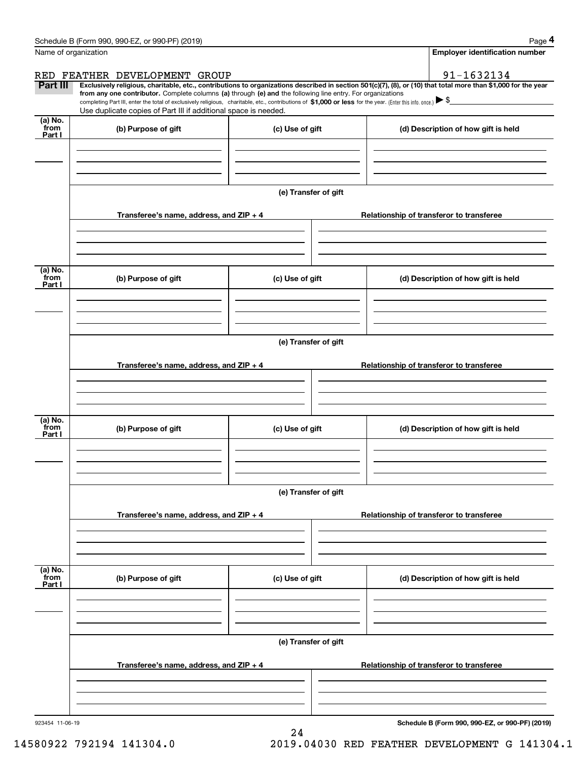Schedule B (Form 990, 990-EZ, or 990-PF) (2019)

Name of organization: RED FEATHER DEVELOPMENT GROUP

Employer identification number: 91-1632134

**Part III** **Exclusively religious, charitable, etc., contributions to organizations described in section 501(c)(7), (8), or (10) that total more than $1,000 for the year from any one contributor.** Complete columns **(a)** through **(e)** and the following line entry. For organizations completing Part III, enter the total of exclusively religious, charitable, etc., contributions of **$1,000 or less** for the year. (Enter this info. once.) ▶ $

Use duplicate copies of Part III if additional space is needed.

| (a) No. from Part I | (b) Purpose of gift | (c) Use of gift | (d) Description of how gift is held |
|---|---|---|---|
| | | | |

(e) Transfer of gift

| Transferee's name, address, and ZIP + 4 | Relationship of transferor to transferee |
|---|---|
| | |

| (a) No. from Part I | (b) Purpose of gift | (c) Use of gift | (d) Description of how gift is held |
|---|---|---|---|
| | | | |

(e) Transfer of gift

| Transferee's name, address, and ZIP + 4 | Relationship of transferor to transferee |
|---|---|
| | |

| (a) No. from Part I | (b) Purpose of gift | (c) Use of gift | (d) Description of how gift is held |
|---|---|---|---|
| | | | |

(e) Transfer of gift

| Transferee's name, address, and ZIP + 4 | Relationship of transferor to transferee |
|---|---|
| | |

| (a) No. from Part I | (b) Purpose of gift | (c) Use of gift | (d) Description of how gift is held |
|---|---|---|---|
| | | | |

(e) Transfer of gift

| Transferee's name, address, and ZIP + 4 | Relationship of transferor to transferee |
|---|---|
| | |

923454 11-06-19

**Schedule B (Form 990, 990-EZ, or 990-PF) (2019)**

14580922 792194 141304.0 2019.04030 RED FEATHER DEVELOPMENT G 141304.1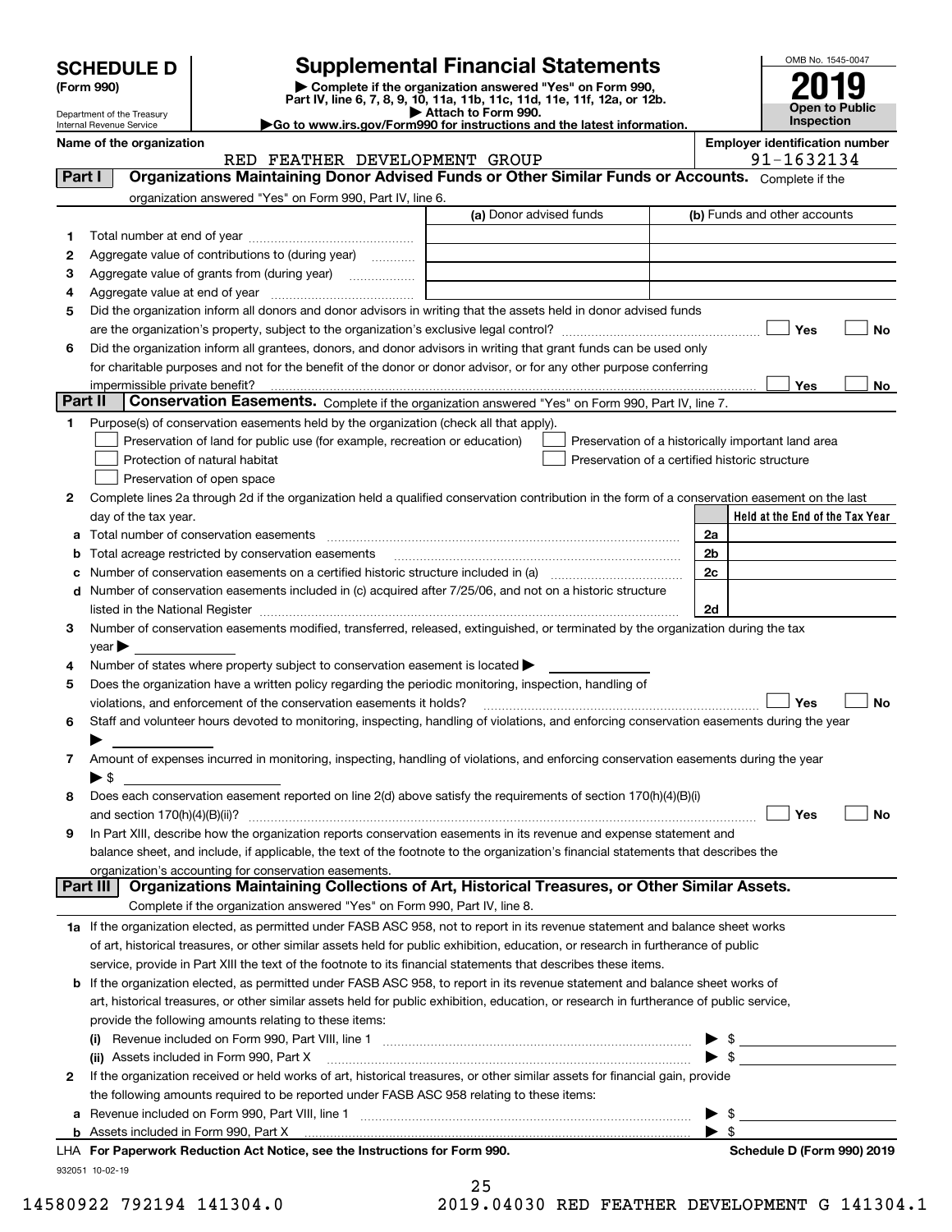# SCHEDULE D (Form 990)

Department of the Treasury
Internal Revenue Service

## Supplemental Financial Statements

▶ Complete if the organization answered "Yes" on Form 990, Part IV, line 6, 7, 8, 9, 10, 11a, 11b, 11c, 11d, 11e, 11f, 12a, or 12b.
▶ Attach to Form 990.
▶Go to www.irs.gov/Form990 for instructions and the latest information.

OMB No. 1545-0047

**2019**

**Open to Public Inspection**

**Name of the organization:** RED FEATHER DEVELOPMENT GROUP

**Employer identification number:** 91-1632134

## Part I Organizations Maintaining Donor Advised Funds or Other Similar Funds or Accounts.
Complete if the organization answered "Yes" on Form 990, Part IV, line 6.

| | | (a) Donor advised funds | (b) Funds and other accounts |
|---|---|---|---|
| 1 | Total number at end of year | | |
| 2 | Aggregate value of contributions to (during year) | | |
| 3 | Aggregate value of grants from (during year) | | |
| 4 | Aggregate value at end of year | | |

5 Did the organization inform all donors and donor advisors in writing that the assets held in donor advised funds are the organization's property, subject to the organization's exclusive legal control? ☐ Yes ☐ No

6 Did the organization inform all grantees, donors, and donor advisors in writing that grant funds can be used only for charitable purposes and not for the benefit of the donor or donor advisor, or for any other purpose conferring impermissible private benefit? ☐ Yes ☐ No

## Part II Conservation Easements.
Complete if the organization answered "Yes" on Form 990, Part IV, line 7.

1 Purpose(s) of conservation easements held by the organization (check all that apply).

☐ Preservation of land for public use (for example, recreation or education)
☐ Protection of natural habitat
☐ Preservation of open space
☐ Preservation of a historically important land area
☐ Preservation of a certified historic structure

2 Complete lines 2a through 2d if the organization held a qualified conservation contribution in the form of a conservation easement on the last day of the tax year.

| | | | Held at the End of the Tax Year |
|---|---|---|---|
| a | Total number of conservation easements | 2a | |
| b | Total acreage restricted by conservation easements | 2b | |
| c | Number of conservation easements on a certified historic structure included in (a) | 2c | |
| d | Number of conservation easements included in (c) acquired after 7/25/06, and not on a historic structure listed in the National Register | 2d | |

3 Number of conservation easements modified, transferred, released, extinguished, or terminated by the organization during the tax year ▶

4 Number of states where property subject to conservation easement is located ▶

5 Does the organization have a written policy regarding the periodic monitoring, inspection, handling of violations, and enforcement of the conservation easements it holds? ☐ Yes ☐ No

6 Staff and volunteer hours devoted to monitoring, inspecting, handling of violations, and enforcing conservation easements during the year ▶

7 Amount of expenses incurred in monitoring, inspecting, handling of violations, and enforcing conservation easements during the year ▶ $

8 Does each conservation easement reported on line 2(d) above satisfy the requirements of section 170(h)(4)(B)(i) and section 170(h)(4)(B)(ii)? ☐ Yes ☐ No

9 In Part XIII, describe how the organization reports conservation easements in its revenue and expense statement and balance sheet, and include, if applicable, the text of the footnote to the organization's financial statements that describes the organization's accounting for conservation easements.

## Part III Organizations Maintaining Collections of Art, Historical Treasures, or Other Similar Assets.
Complete if the organization answered "Yes" on Form 990, Part IV, line 8.

1a If the organization elected, as permitted under FASB ASC 958, not to report in its revenue statement and balance sheet works of art, historical treasures, or other similar assets held for public exhibition, education, or research in furtherance of public service, provide in Part XIII the text of the footnote to its financial statements that describes these items.

b If the organization elected, as permitted under FASB ASC 958, to report in its revenue statement and balance sheet works of art, historical treasures, or other similar assets held for public exhibition, education, or research in furtherance of public service, provide the following amounts relating to these items:

(i) Revenue included on Form 990, Part VIII, line 1 ▶ $

(ii) Assets included in Form 990, Part X ▶ $

2 If the organization received or held works of art, historical treasures, or other similar assets for financial gain, provide the following amounts required to be reported under FASB ASC 958 relating to these items:

a Revenue included on Form 990, Part VIII, line 1 ▶ $

b Assets included in Form 990, Part X ▶ $

**LHA For Paperwork Reduction Act Notice, see the Instructions for Form 990.** **Schedule D (Form 990) 2019**

932051 10-02-19

14580922 792194 141304.0 2019.04030 RED FEATHER DEVELOPMENT G 141304.1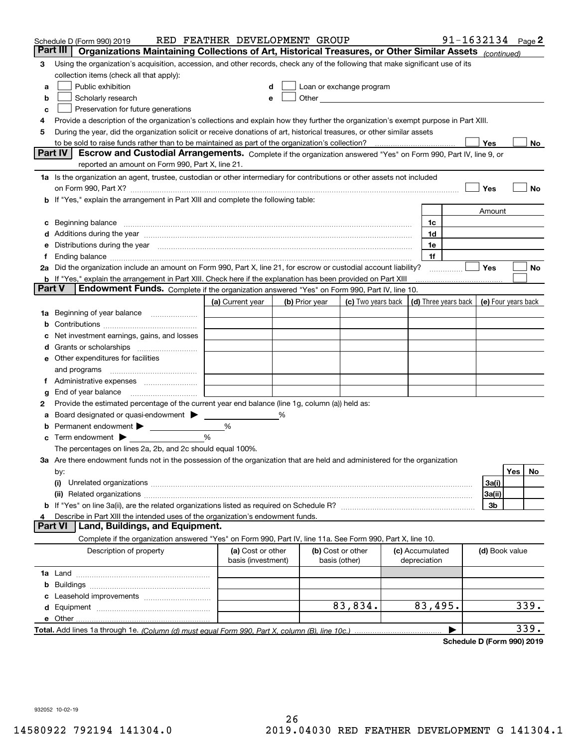Schedule D (Form 990) 2019 RED FEATHER DEVELOPMENT GROUP 91-1632134 Page 2

## Part III Organizations Maintaining Collections of Art, Historical Treasures, or Other Similar Assets *(continued)*

**3** Using the organization's acquisition, accession, and other records, check any of the following that make significant use of its collection items (check all that apply):

- **a** ☐ Public exhibition
- **b** ☐ Scholarly research
- **c** ☐ Preservation for future generations
- **d** ☐ Loan or exchange program
- **e** ☐ Other

**4** Provide a description of the organization's collections and explain how they further the organization's exempt purpose in Part XIII.

**5** During the year, did the organization solicit or receive donations of art, historical treasures, or other similar assets to be sold to raise funds rather than to be maintained as part of the organization's collection? ☐ Yes ☐ No

## Part IV Escrow and Custodial Arrangements.

Complete if the organization answered "Yes" on Form 990, Part IV, line 9, or reported an amount on Form 990, Part X, line 21.

**1a** Is the organization an agent, trustee, custodian or other intermediary for contributions or other assets not included on Form 990, Part X? ☐ Yes ☐ No

**b** If "Yes," explain the arrangement in Part XIII and complete the following table:

| | | Amount |
|---|---|---|
| **c** Beginning balance | 1c | |
| **d** Additions during the year | 1d | |
| **e** Distributions during the year | 1e | |
| **f** Ending balance | 1f | |

**2a** Did the organization include an amount on Form 990, Part X, line 21, for escrow or custodial account liability? ☐ Yes ☐ No

**b** If "Yes," explain the arrangement in Part XIII. Check here if the explanation has been provided on Part XIII ☐

## Part V Endowment Funds.

Complete if the organization answered "Yes" on Form 990, Part IV, line 10.

| | (a) Current year | (b) Prior year | (c) Two years back | (d) Three years back | (e) Four years back |
|---|---|---|---|---|---|
| **1a** Beginning of year balance | | | | | |
| **b** Contributions | | | | | |
| **c** Net investment earnings, gains, and losses | | | | | |
| **d** Grants or scholarships | | | | | |
| **e** Other expenditures for facilities and programs | | | | | |
| **f** Administrative expenses | | | | | |
| **g** End of year balance | | | | | |

**2** Provide the estimated percentage of the current year end balance (line 1g, column (a)) held as:

- **a** Board designated or quasi-endowment ▶ ______ %
- **b** Permanent endowment ▶ ______ %
- **c** Term endowment ▶ ______ %

The percentages on lines 2a, 2b, and 2c should equal 100%.

**3a** Are there endowment funds not in the possession of the organization that are held and administered for the organization by:

| | | Yes | No |
|---|---|---|---|
| **(i)** Unrelated organizations | 3a(i) | | |
| **(ii)** Related organizations | 3a(ii) | | |
| **b** If "Yes" on line 3a(ii), are the related organizations listed as required on Schedule R? | 3b | | |

**4** Describe in Part XIII the intended uses of the organization's endowment funds.

## Part VI Land, Buildings, and Equipment.

Complete if the organization answered "Yes" on Form 990, Part IV, line 11a. See Form 990, Part X, line 10.

| Description of property | (a) Cost or other basis (investment) | (b) Cost or other basis (other) | (c) Accumulated depreciation | (d) Book value |
|---|---|---|---|---|
| **1a** Land | | | | |
| **b** Buildings | | | | |
| **c** Leasehold improvements | | | | |
| **d** Equipment | | 83,834. | 83,495. | 339. |
| **e** Other | | | | |
| **Total.** Add lines 1a through 1e. *(Column (d) must equal Form 990, Part X, column (B), line 10c.)* | | | ▶ | 339. |

**Schedule D (Form 990) 2019**

932052 10-02-19

14580922 792194 141304.0 2019.04030 RED FEATHER DEVELOPMENT G 141304.1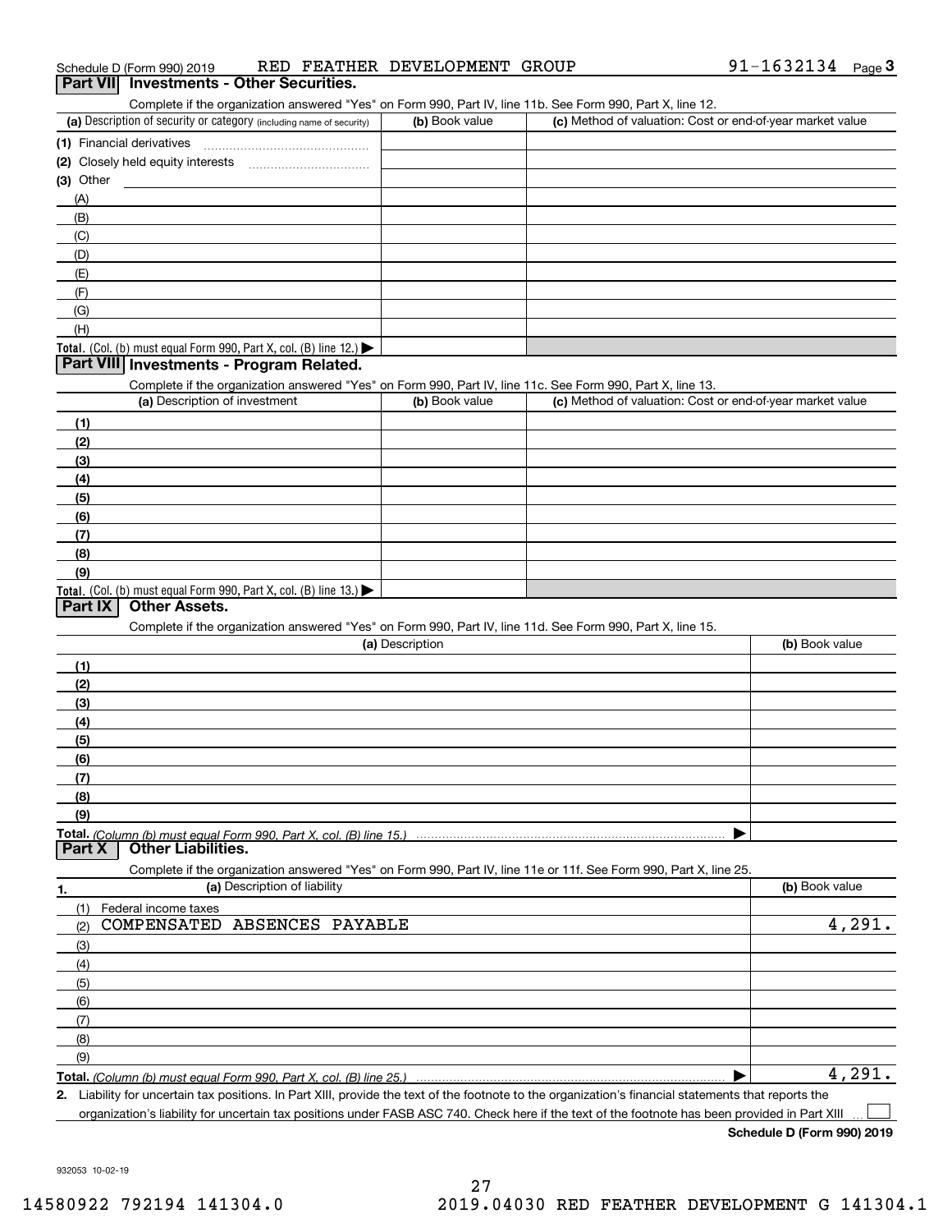Schedule D (Form 990) 2019 RED FEATHER DEVELOPMENT GROUP 91-1632134 Page 3

## Part VII Investments - Other Securities.

Complete if the organization answered "Yes" on Form 990, Part IV, line 11b. See Form 990, Part X, line 12.

| (a) Description of security or category (including name of security) | (b) Book value | (c) Method of valuation: Cost or end-of-year market value |
|---|---|---|
| (1) Financial derivatives | | |
| (2) Closely held equity interests | | |
| (3) Other | | |
| (A) | | |
| (B) | | |
| (C) | | |
| (D) | | |
| (E) | | |
| (F) | | |
| (G) | | |
| (H) | | |
| **Total.** (Col. (b) must equal Form 990, Part X, col. (B) line 12.) | | |

## Part VIII Investments - Program Related.

Complete if the organization answered "Yes" on Form 990, Part IV, line 11c. See Form 990, Part X, line 13.

| (a) Description of investment | (b) Book value | (c) Method of valuation: Cost or end-of-year market value |
|---|---|---|
| (1) | | |
| (2) | | |
| (3) | | |
| (4) | | |
| (5) | | |
| (6) | | |
| (7) | | |
| (8) | | |
| (9) | | |
| **Total.** (Col. (b) must equal Form 990, Part X, col. (B) line 13.) | | |

## Part IX Other Assets.

Complete if the organization answered "Yes" on Form 990, Part IV, line 11d. See Form 990, Part X, line 15.

| (a) Description | (b) Book value |
|---|---|
| (1) | |
| (2) | |
| (3) | |
| (4) | |
| (5) | |
| (6) | |
| (7) | |
| (8) | |
| (9) | |
| **Total.** *(Column (b) must equal Form 990, Part X, col. (B) line 15.)* | |

## Part X Other Liabilities.

Complete if the organization answered "Yes" on Form 990, Part IV, line 11e or 11f. See Form 990, Part X, line 25.

| 1. (a) Description of liability | (b) Book value |
|---|---|
| (1) Federal income taxes | |
| (2) COMPENSATED ABSENCES PAYABLE | 4,291. |
| (3) | |
| (4) | |
| (5) | |
| (6) | |
| (7) | |
| (8) | |
| (9) | |
| **Total.** *(Column (b) must equal Form 990, Part X, col. (B) line 25.)* | 4,291. |

2. Liability for uncertain tax positions. In Part XIII, provide the text of the footnote to the organization's financial statements that reports the organization's liability for uncertain tax positions under FASB ASC 740. Check here if the text of the footnote has been provided in Part XIII ☐

**Schedule D (Form 990) 2019**

932053 10-02-19

14580922 792194 141304.0 2019.04030 RED FEATHER DEVELOPMENT G 141304.1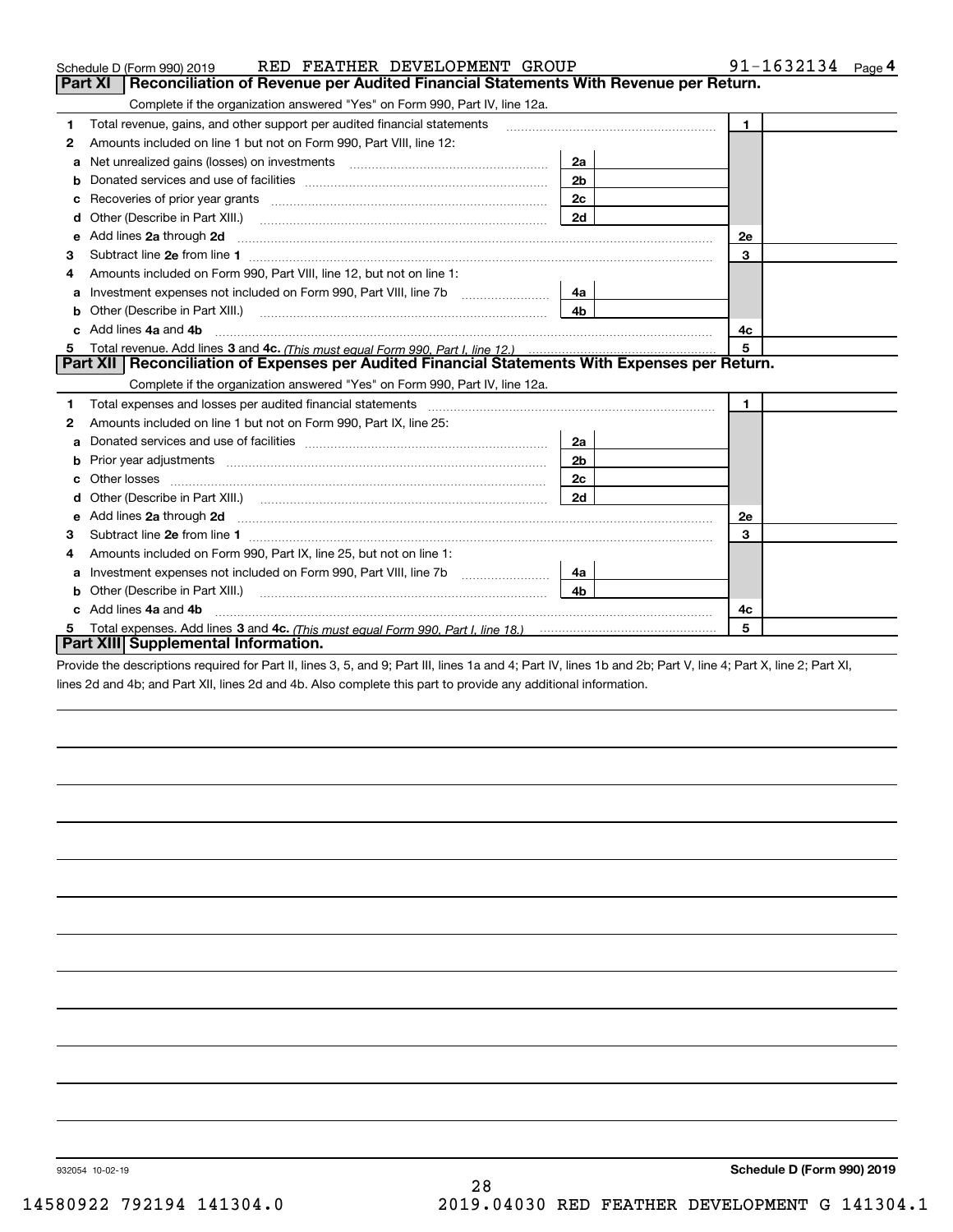Schedule D (Form 990) 2019 RED FEATHER DEVELOPMENT GROUP 91-1632134 Page 4

## Part XI Reconciliation of Revenue per Audited Financial Statements With Revenue per Return.

Complete if the organization answered "Yes" on Form 990, Part IV, line 12a.

| | | | | | |
|---|---|---|---|---|---|
| 1 | Total revenue, gains, and other support per audited financial statements | | | 1 | |
| 2 | Amounts included on line 1 but not on Form 990, Part VIII, line 12: | | | | |
| a | Net unrealized gains (losses) on investments | 2a | | | |
| b | Donated services and use of facilities | 2b | | | |
| c | Recoveries of prior year grants | 2c | | | |
| d | Other (Describe in Part XIII.) | 2d | | | |
| e | Add lines 2a through 2d | | | 2e | |
| 3 | Subtract line 2e from line 1 | | | 3 | |
| 4 | Amounts included on Form 990, Part VIII, line 12, but not on line 1: | | | | |
| a | Investment expenses not included on Form 990, Part VIII, line 7b | 4a | | | |
| b | Other (Describe in Part XIII.) | 4b | | | |
| c | Add lines 4a and 4b | | | 4c | |
| 5 | Total revenue. Add lines 3 and 4c. *(This must equal Form 990, Part I, line 12.)* | | | 5 | |

## Part XII Reconciliation of Expenses per Audited Financial Statements With Expenses per Return.

Complete if the organization answered "Yes" on Form 990, Part IV, line 12a.

| | | | | | |
|---|---|---|---|---|---|
| 1 | Total expenses and losses per audited financial statements | | | 1 | |
| 2 | Amounts included on line 1 but not on Form 990, Part IX, line 25: | | | | |
| a | Donated services and use of facilities | 2a | | | |
| b | Prior year adjustments | 2b | | | |
| c | Other losses | 2c | | | |
| d | Other (Describe in Part XIII.) | 2d | | | |
| e | Add lines 2a through 2d | | | 2e | |
| 3 | Subtract line 2e from line 1 | | | 3 | |
| 4 | Amounts included on Form 990, Part IX, line 25, but not on line 1: | | | | |
| a | Investment expenses not included on Form 990, Part VIII, line 7b | 4a | | | |
| b | Other (Describe in Part XIII.) | 4b | | | |
| c | Add lines 4a and 4b | | | 4c | |
| 5 | Total expenses. Add lines 3 and 4c. *(This must equal Form 990, Part I, line 18.)* | | | 5 | |

## Part XIII Supplemental Information.

Provide the descriptions required for Part II, lines 3, 5, and 9; Part III, lines 1a and 4; Part IV, lines 1b and 2b; Part V, line 4; Part X, line 2; Part XI, lines 2d and 4b; and Part XII, lines 2d and 4b. Also complete this part to provide any additional information.

932054 10-02-19 Schedule D (Form 990) 2019

14580922 792194 141304.0 2019.04030 RED FEATHER DEVELOPMENT G 141304.1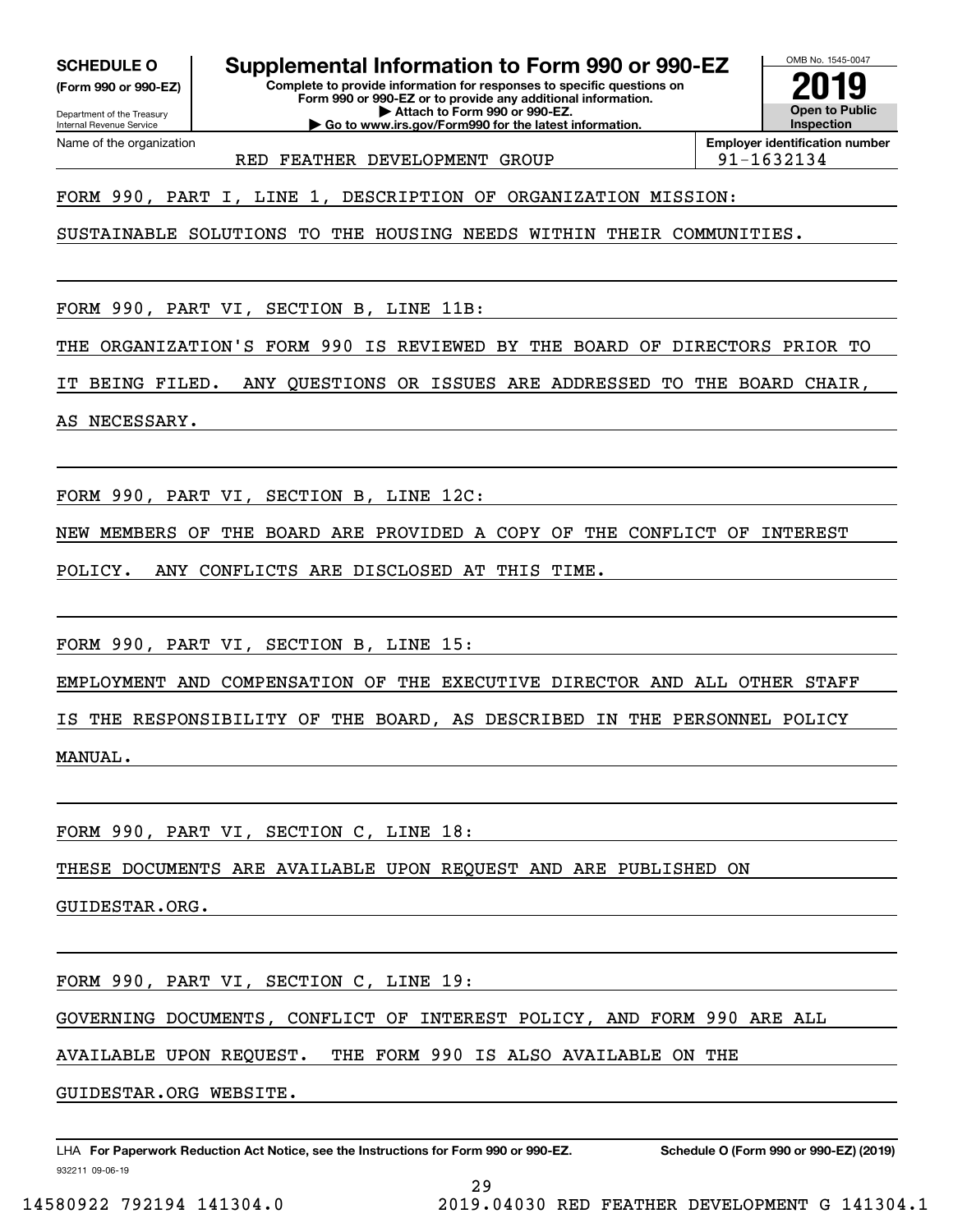**SCHEDULE O**
**(Form 990 or 990-EZ)**

Department of the Treasury
Internal Revenue Service

# Supplemental Information to Form 990 or 990-EZ

**Complete to provide information for responses to specific questions on Form 990 or 990-EZ or to provide any additional information.**
**▶ Attach to Form 990 or 990-EZ.**
**▶ Go to www.irs.gov/Form990 for the latest information.**

OMB No. 1545-0047
**2019**
**Open to Public Inspection**

Name of the organization: RED FEATHER DEVELOPMENT GROUP

**Employer identification number:** 91-1632134

FORM 990, PART I, LINE 1, DESCRIPTION OF ORGANIZATION MISSION:

SUSTAINABLE SOLUTIONS TO THE HOUSING NEEDS WITHIN THEIR COMMUNITIES.

FORM 990, PART VI, SECTION B, LINE 11B:

THE ORGANIZATION'S FORM 990 IS REVIEWED BY THE BOARD OF DIRECTORS PRIOR TO IT BEING FILED. ANY QUESTIONS OR ISSUES ARE ADDRESSED TO THE BOARD CHAIR, AS NECESSARY.

FORM 990, PART VI, SECTION B, LINE 12C:

NEW MEMBERS OF THE BOARD ARE PROVIDED A COPY OF THE CONFLICT OF INTEREST POLICY. ANY CONFLICTS ARE DISCLOSED AT THIS TIME.

FORM 990, PART VI, SECTION B, LINE 15:

EMPLOYMENT AND COMPENSATION OF THE EXECUTIVE DIRECTOR AND ALL OTHER STAFF IS THE RESPONSIBILITY OF THE BOARD, AS DESCRIBED IN THE PERSONNEL POLICY MANUAL.

FORM 990, PART VI, SECTION C, LINE 18:

THESE DOCUMENTS ARE AVAILABLE UPON REQUEST AND ARE PUBLISHED ON GUIDESTAR.ORG.

FORM 990, PART VI, SECTION C, LINE 19:

GOVERNING DOCUMENTS, CONFLICT OF INTEREST POLICY, AND FORM 990 ARE ALL AVAILABLE UPON REQUEST. THE FORM 990 IS ALSO AVAILABLE ON THE GUIDESTAR.ORG WEBSITE.

LHA **For Paperwork Reduction Act Notice, see the Instructions for Form 990 or 990-EZ.** **Schedule O (Form 990 or 990-EZ) (2019)**
932211 09-06-19

14580922 792194 141304.0 2019.04030 RED FEATHER DEVELOPMENT G 141304.1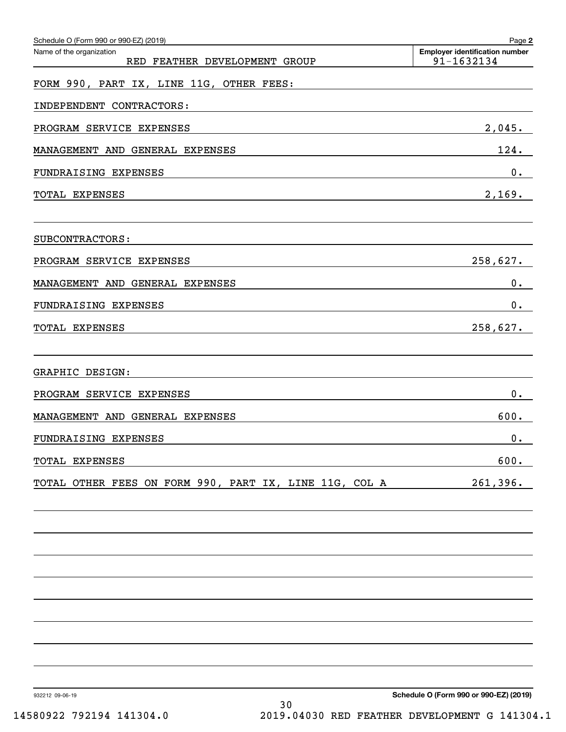Schedule O (Form 990 or 990-EZ) (2019)

Name of the organization: RED FEATHER DEVELOPMENT GROUP

Employer identification number: 91-1632134

FORM 990, PART IX, LINE 11G, OTHER FEES:

| | |
|---|---|
| INDEPENDENT CONTRACTORS: | |
| PROGRAM SERVICE EXPENSES | 2,045. |
| MANAGEMENT AND GENERAL EXPENSES | 124. |
| FUNDRAISING EXPENSES | 0. |
| TOTAL EXPENSES | 2,169. |
| SUBCONTRACTORS: | |
| PROGRAM SERVICE EXPENSES | 258,627. |
| MANAGEMENT AND GENERAL EXPENSES | 0. |
| FUNDRAISING EXPENSES | 0. |
| TOTAL EXPENSES | 258,627. |
| GRAPHIC DESIGN: | |
| PROGRAM SERVICE EXPENSES | 0. |
| MANAGEMENT AND GENERAL EXPENSES | 600. |
| FUNDRAISING EXPENSES | 0. |
| TOTAL EXPENSES | 600. |
| TOTAL OTHER FEES ON FORM 990, PART IX, LINE 11G, COL A | 261,396. |

932212 09-06-19

Schedule O (Form 990 or 990-EZ) (2019)

14580922 792194 141304.0 2019.04030 RED FEATHER DEVELOPMENT G 141304.1